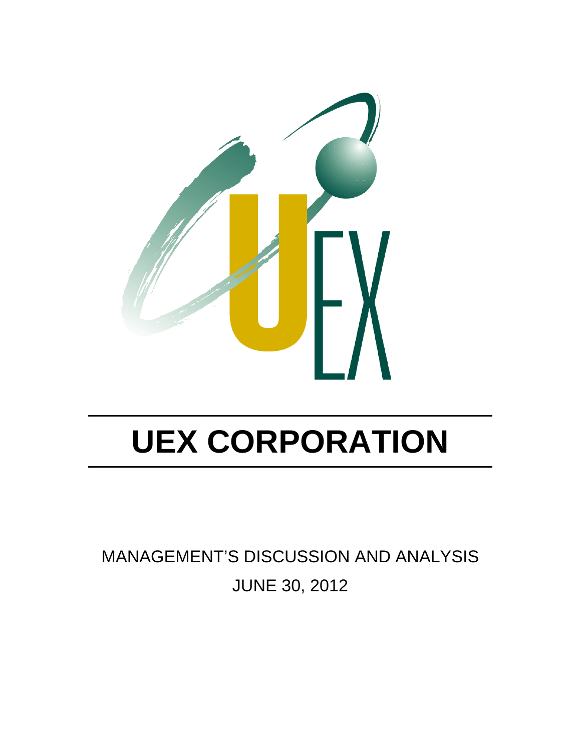# UEX CORPORATION

MANAGEMENT'S DISCUSSION AND ANALYSIS

JUNE 30, 2012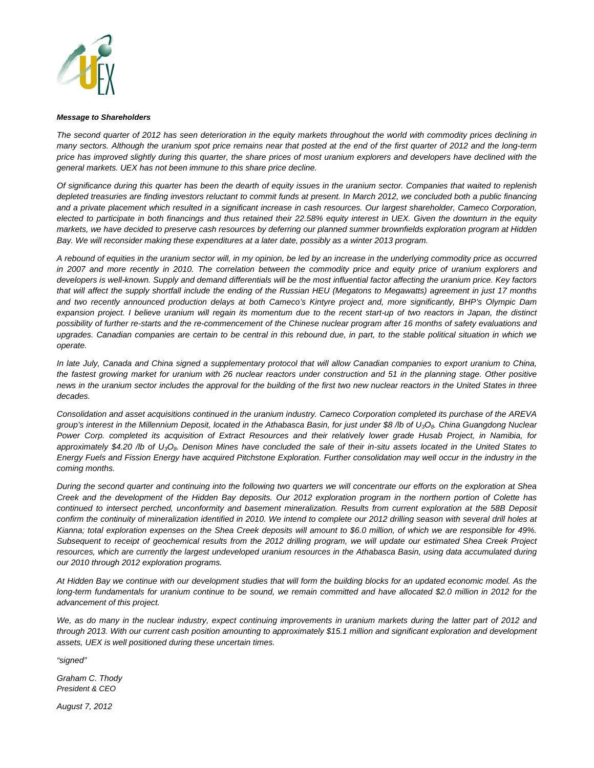***Message to Shareholders***

*The second quarter of 2012 has seen deterioration in the equity markets throughout the world with commodity prices declining in many sectors. Although the uranium spot price remains near that posted at the end of the first quarter of 2012 and the long-term price has improved slightly during this quarter, the share prices of most uranium explorers and developers have declined with the general markets. UEX has not been immune to this share price decline.*

*Of significance during this quarter has been the dearth of equity issues in the uranium sector. Companies that waited to replenish depleted treasuries are finding investors reluctant to commit funds at present. In March 2012, we concluded both a public financing and a private placement which resulted in a significant increase in cash resources. Our largest shareholder, Cameco Corporation, elected to participate in both financings and thus retained their 22.58% equity interest in UEX. Given the downturn in the equity markets, we have decided to preserve cash resources by deferring our planned summer brownfields exploration program at Hidden Bay. We will reconsider making these expenditures at a later date, possibly as a winter 2013 program.*

*A rebound of equities in the uranium sector will, in my opinion, be led by an increase in the underlying commodity price as occurred in 2007 and more recently in 2010. The correlation between the commodity price and equity price of uranium explorers and developers is well-known. Supply and demand differentials will be the most influential factor affecting the uranium price. Key factors that will affect the supply shortfall include the ending of the Russian HEU (Megatons to Megawatts) agreement in just 17 months and two recently announced production delays at both Cameco's Kintyre project and, more significantly, BHP's Olympic Dam expansion project. I believe uranium will regain its momentum due to the recent start-up of two reactors in Japan, the distinct possibility of further re-starts and the re-commencement of the Chinese nuclear program after 16 months of safety evaluations and upgrades. Canadian companies are certain to be central in this rebound due, in part, to the stable political situation in which we operate.*

*In late July, Canada and China signed a supplementary protocol that will allow Canadian companies to export uranium to China, the fastest growing market for uranium with 26 nuclear reactors under construction and 51 in the planning stage. Other positive news in the uranium sector includes the approval for the building of the first two new nuclear reactors in the United States in three decades.*

*Consolidation and asset acquisitions continued in the uranium industry. Cameco Corporation completed its purchase of the AREVA group's interest in the Millennium Deposit, located in the Athabasca Basin, for just under $8 /lb of $U_3O_8$. China Guangdong Nuclear Power Corp. completed its acquisition of Extract Resources and their relatively lower grade Husab Project, in Namibia, for approximately $4.20 /lb of $U_3O_8$. Denison Mines have concluded the sale of their in-situ assets located in the United States to Energy Fuels and Fission Energy have acquired Pitchstone Exploration. Further consolidation may well occur in the industry in the coming months.*

*During the second quarter and continuing into the following two quarters we will concentrate our efforts on the exploration at Shea Creek and the development of the Hidden Bay deposits. Our 2012 exploration program in the northern portion of Colette has continued to intersect perched, unconformity and basement mineralization. Results from current exploration at the 58B Deposit confirm the continuity of mineralization identified in 2010. We intend to complete our 2012 drilling season with several drill holes at Kianna; total exploration expenses on the Shea Creek deposits will amount to $6.0 million, of which we are responsible for 49%. Subsequent to receipt of geochemical results from the 2012 drilling program, we will update our estimated Shea Creek Project resources, which are currently the largest undeveloped uranium resources in the Athabasca Basin, using data accumulated during our 2010 through 2012 exploration programs.*

*At Hidden Bay we continue with our development studies that will form the building blocks for an updated economic model. As the long-term fundamentals for uranium continue to be sound, we remain committed and have allocated $2.0 million in 2012 for the advancement of this project.*

*We, as do many in the nuclear industry, expect continuing improvements in uranium markets during the latter part of 2012 and through 2013. With our current cash position amounting to approximately $15.1 million and significant exploration and development assets, UEX is well positioned during these uncertain times.*

*"signed"*

*Graham C. Thody*
*President & CEO*

*August 7, 2012*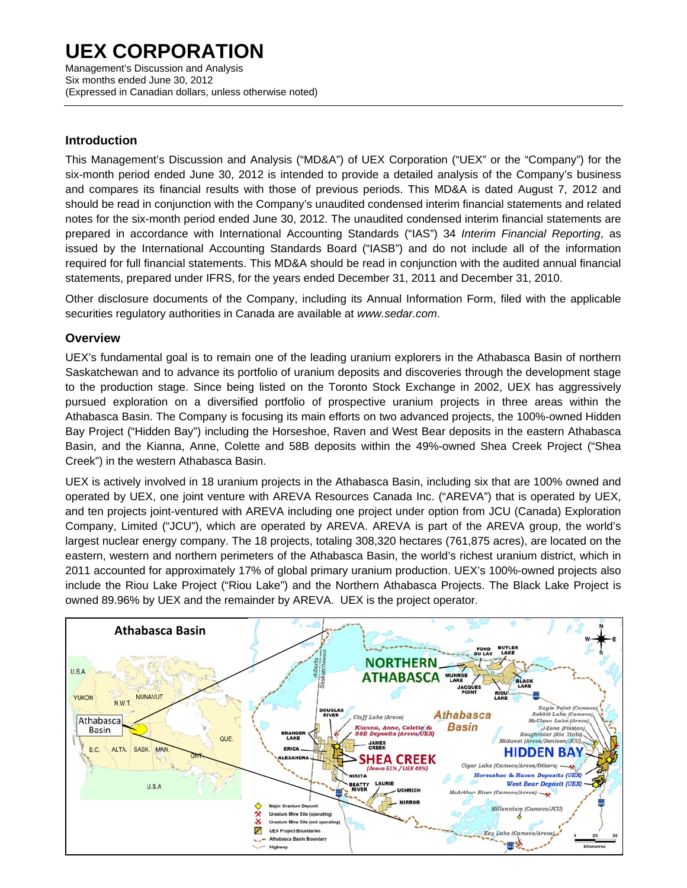# UEX CORPORATION

Management's Discussion and Analysis
Six months ended June 30, 2012
(Expressed in Canadian dollars, unless otherwise noted)

## Introduction

This Management's Discussion and Analysis ("MD&A") of UEX Corporation ("UEX" or the "Company") for the six-month period ended June 30, 2012 is intended to provide a detailed analysis of the Company's business and compares its financial results with those of previous periods. This MD&A is dated August 7, 2012 and should be read in conjunction with the Company's unaudited condensed interim financial statements and related notes for the six-month period ended June 30, 2012. The unaudited condensed interim financial statements are prepared in accordance with International Accounting Standards ("IAS") 34 *Interim Financial Reporting*, as issued by the International Accounting Standards Board ("IASB") and do not include all of the information required for full financial statements. This MD&A should be read in conjunction with the audited annual financial statements, prepared under IFRS, for the years ended December 31, 2011 and December 31, 2010.

Other disclosure documents of the Company, including its Annual Information Form, filed with the applicable securities regulatory authorities in Canada are available at *www.sedar.com*.

## Overview

UEX's fundamental goal is to remain one of the leading uranium explorers in the Athabasca Basin of northern Saskatchewan and to advance its portfolio of uranium deposits and discoveries through the development stage to the production stage. Since being listed on the Toronto Stock Exchange in 2002, UEX has aggressively pursued exploration on a diversified portfolio of prospective uranium projects in three areas within the Athabasca Basin. The Company is focusing its main efforts on two advanced projects, the 100%-owned Hidden Bay Project ("Hidden Bay") including the Horseshoe, Raven and West Bear deposits in the eastern Athabasca Basin, and the Kianna, Anne, Colette and 58B deposits within the 49%-owned Shea Creek Project ("Shea Creek") in the western Athabasca Basin.

UEX is actively involved in 18 uranium projects in the Athabasca Basin, including six that are 100% owned and operated by UEX, one joint venture with AREVA Resources Canada Inc. ("AREVA") that is operated by UEX, and ten projects joint-ventured with AREVA including one project under option from JCU (Canada) Exploration Company, Limited ("JCU"), which are operated by AREVA. AREVA is part of the AREVA group, the world's largest nuclear energy company. The 18 projects, totaling 308,320 hectares (761,875 acres), are located on the eastern, western and northern perimeters of the Athabasca Basin, the world's richest uranium district, which in 2011 accounted for approximately 17% of global primary uranium production. UEX's 100%-owned projects also include the Riou Lake Project ("Riou Lake") and the Northern Athabasca Projects. The Black Lake Project is owned 89.96% by UEX and the remainder by AREVA. UEX is the project operator.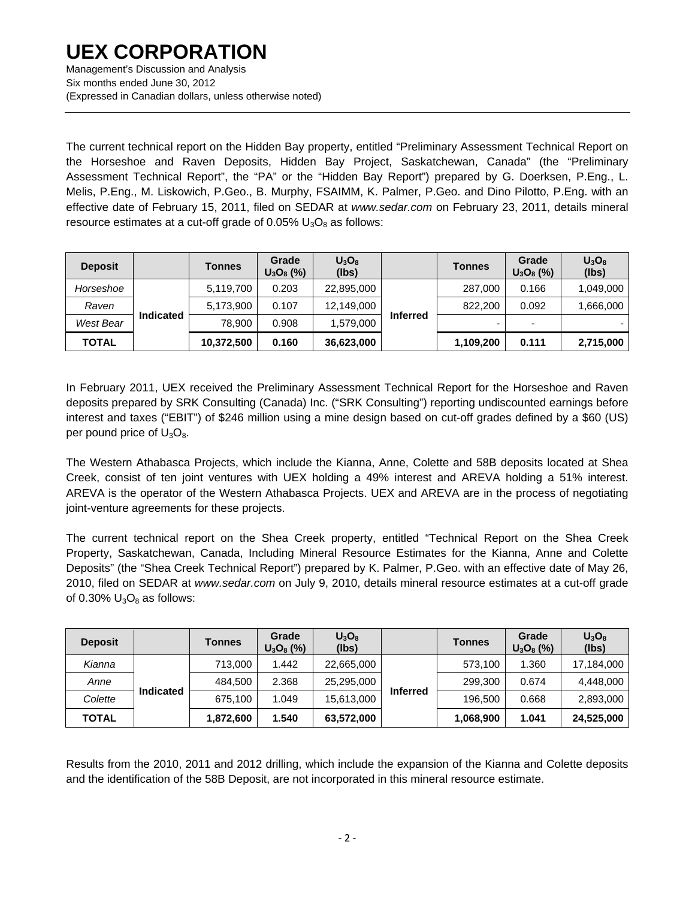The current technical report on the Hidden Bay property, entitled "Preliminary Assessment Technical Report on the Horseshoe and Raven Deposits, Hidden Bay Project, Saskatchewan, Canada" (the "Preliminary Assessment Technical Report", the "PA" or the "Hidden Bay Report") prepared by G. Doerksen, P.Eng., L. Melis, P.Eng., M. Liskowich, P.Geo., B. Murphy, FSAIMM, K. Palmer, P.Geo. and Dino Pilotto, P.Eng. with an effective date of February 15, 2011, filed on SEDAR at *www.sedar.com* on February 23, 2011, details mineral resource estimates at a cut-off grade of 0.05% $U_3O_8$ as follows:

| Deposit | | Tonnes | Grade $U_3O_8$ (%) | $U_3O_8$ (lbs) | | Tonnes | Grade $U_3O_8$ (%) | $U_3O_8$ (lbs) |
|---|---|---|---|---|---|---|---|---|
| *Horseshoe* | Indicated | 5,119,700 | 0.203 | 22,895,000 | Inferred | 287,000 | 0.166 | 1,049,000 |
| *Raven* | | 5,173,900 | 0.107 | 12,149,000 | | 822,200 | 0.092 | 1,666,000 |
| *West Bear* | | 78,900 | 0.908 | 1,579,000 | | - | - | - |
| **TOTAL** | | **10,372,500** | **0.160** | **36,623,000** | | **1,109,200** | **0.111** | **2,715,000** |

In February 2011, UEX received the Preliminary Assessment Technical Report for the Horseshoe and Raven deposits prepared by SRK Consulting (Canada) Inc. ("SRK Consulting") reporting undiscounted earnings before interest and taxes ("EBIT") of $246 million using a mine design based on cut-off grades defined by a $60 (US) per pound price of $U_3O_8$.

The Western Athabasca Projects, which include the Kianna, Anne, Colette and 58B deposits located at Shea Creek, consist of ten joint ventures with UEX holding a 49% interest and AREVA holding a 51% interest. AREVA is the operator of the Western Athabasca Projects. UEX and AREVA are in the process of negotiating joint-venture agreements for these projects.

The current technical report on the Shea Creek property, entitled "Technical Report on the Shea Creek Property, Saskatchewan, Canada, Including Mineral Resource Estimates for the Kianna, Anne and Colette Deposits" (the "Shea Creek Technical Report") prepared by K. Palmer, P.Geo. with an effective date of May 26, 2010, filed on SEDAR at *www.sedar.com* on July 9, 2010, details mineral resource estimates at a cut-off grade of 0.30% $U_3O_8$ as follows:

| Deposit | | Tonnes | Grade $U_3O_8$ (%) | $U_3O_8$ (lbs) | | Tonnes | Grade $U_3O_8$ (%) | $U_3O_8$ (lbs) |
|---|---|---|---|---|---|---|---|---|
| *Kianna* | Indicated | 713,000 | 1.442 | 22,665,000 | Inferred | 573,100 | 1.360 | 17,184,000 |
| *Anne* | | 484,500 | 2.368 | 25,295,000 | | 299,300 | 0.674 | 4,448,000 |
| *Colette* | | 675,100 | 1.049 | 15,613,000 | | 196,500 | 0.668 | 2,893,000 |
| **TOTAL** | | **1,872,600** | **1.540** | **63,572,000** | | **1,068,900** | **1.041** | **24,525,000** |

Results from the 2010, 2011 and 2012 drilling, which include the expansion of the Kianna and Colette deposits and the identification of the 58B Deposit, are not incorporated in this mineral resource estimate.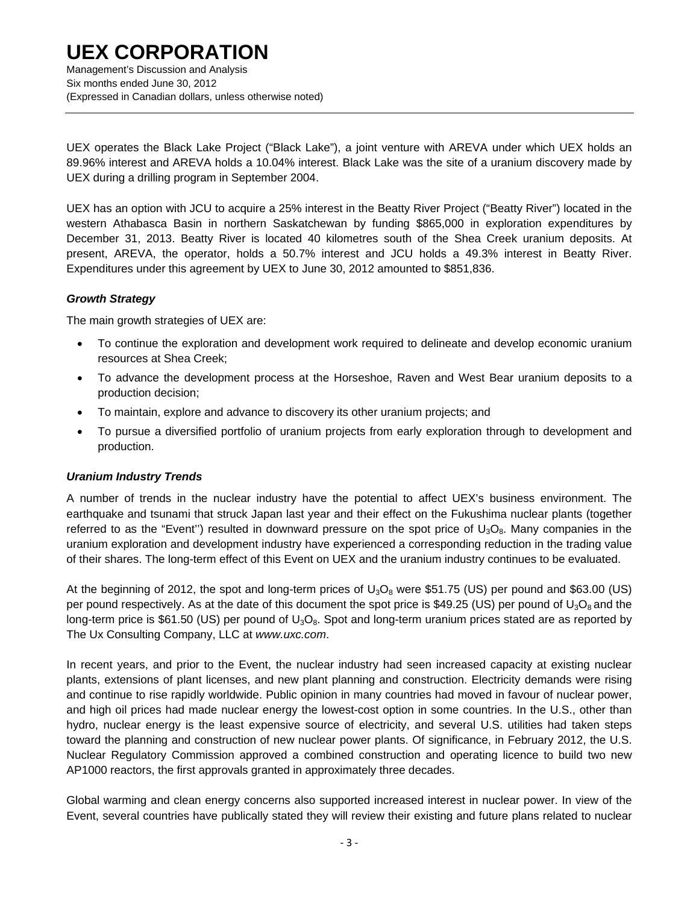UEX operates the Black Lake Project ("Black Lake"), a joint venture with AREVA under which UEX holds an 89.96% interest and AREVA holds a 10.04% interest. Black Lake was the site of a uranium discovery made by UEX during a drilling program in September 2004.

UEX has an option with JCU to acquire a 25% interest in the Beatty River Project ("Beatty River") located in the western Athabasca Basin in northern Saskatchewan by funding $865,000 in exploration expenditures by December 31, 2013. Beatty River is located 40 kilometres south of the Shea Creek uranium deposits. At present, AREVA, the operator, holds a 50.7% interest and JCU holds a 49.3% interest in Beatty River. Expenditures under this agreement by UEX to June 30, 2012 amounted to $851,836.

### *Growth Strategy*

The main growth strategies of UEX are:

- To continue the exploration and development work required to delineate and develop economic uranium resources at Shea Creek;
- To advance the development process at the Horseshoe, Raven and West Bear uranium deposits to a production decision;
- To maintain, explore and advance to discovery its other uranium projects; and
- To pursue a diversified portfolio of uranium projects from early exploration through to development and production.

### *Uranium Industry Trends*

A number of trends in the nuclear industry have the potential to affect UEX's business environment. The earthquake and tsunami that struck Japan last year and their effect on the Fukushima nuclear plants (together referred to as the "Event'') resulted in downward pressure on the spot price of $U_3O_8$. Many companies in the uranium exploration and development industry have experienced a corresponding reduction in the trading value of their shares. The long-term effect of this Event on UEX and the uranium industry continues to be evaluated.

At the beginning of 2012, the spot and long-term prices of $U_3O_8$ were $51.75 (US) per pound and $63.00 (US) per pound respectively. As at the date of this document the spot price is $49.25 (US) per pound of $U_3O_8$ and the long-term price is $61.50 (US) per pound of $U_3O_8$. Spot and long-term uranium prices stated are as reported by The Ux Consulting Company, LLC at *www.uxc.com*.

In recent years, and prior to the Event, the nuclear industry had seen increased capacity at existing nuclear plants, extensions of plant licenses, and new plant planning and construction. Electricity demands were rising and continue to rise rapidly worldwide. Public opinion in many countries had moved in favour of nuclear power, and high oil prices had made nuclear energy the lowest-cost option in some countries. In the U.S., other than hydro, nuclear energy is the least expensive source of electricity, and several U.S. utilities had taken steps toward the planning and construction of new nuclear power plants. Of significance, in February 2012, the U.S. Nuclear Regulatory Commission approved a combined construction and operating licence to build two new AP1000 reactors, the first approvals granted in approximately three decades.

Global warming and clean energy concerns also supported increased interest in nuclear power. In view of the Event, several countries have publically stated they will review their existing and future plans related to nuclear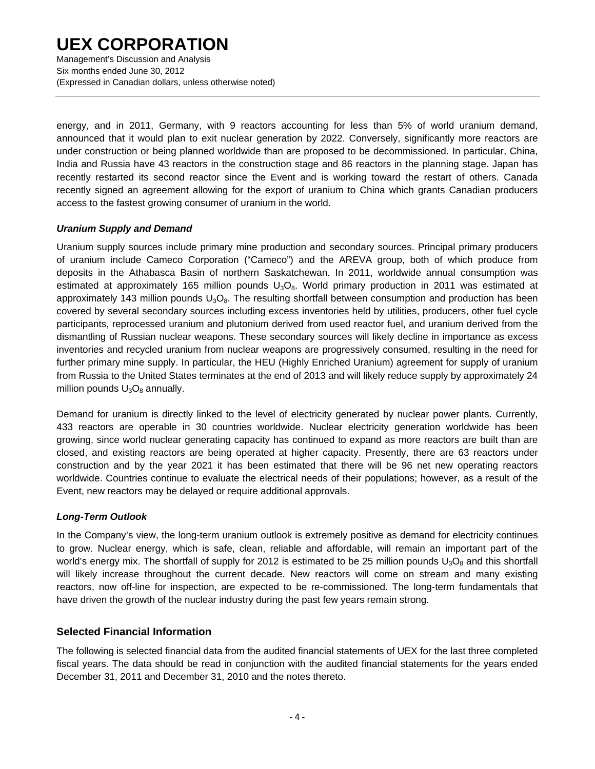energy, and in 2011, Germany, with 9 reactors accounting for less than 5% of world uranium demand, announced that it would plan to exit nuclear generation by 2022. Conversely, significantly more reactors are under construction or being planned worldwide than are proposed to be decommissioned. In particular, China, India and Russia have 43 reactors in the construction stage and 86 reactors in the planning stage. Japan has recently restarted its second reactor since the Event and is working toward the restart of others. Canada recently signed an agreement allowing for the export of uranium to China which grants Canadian producers access to the fastest growing consumer of uranium in the world.

### *Uranium Supply and Demand*

Uranium supply sources include primary mine production and secondary sources. Principal primary producers of uranium include Cameco Corporation ("Cameco") and the AREVA group, both of which produce from deposits in the Athabasca Basin of northern Saskatchewan. In 2011, worldwide annual consumption was estimated at approximately 165 million pounds $U_3O_8$. World primary production in 2011 was estimated at approximately 143 million pounds $U_3O_8$. The resulting shortfall between consumption and production has been covered by several secondary sources including excess inventories held by utilities, producers, other fuel cycle participants, reprocessed uranium and plutonium derived from used reactor fuel, and uranium derived from the dismantling of Russian nuclear weapons. These secondary sources will likely decline in importance as excess inventories and recycled uranium from nuclear weapons are progressively consumed, resulting in the need for further primary mine supply. In particular, the HEU (Highly Enriched Uranium) agreement for supply of uranium from Russia to the United States terminates at the end of 2013 and will likely reduce supply by approximately 24 million pounds $U_3O_8$ annually.

Demand for uranium is directly linked to the level of electricity generated by nuclear power plants. Currently, 433 reactors are operable in 30 countries worldwide. Nuclear electricity generation worldwide has been growing, since world nuclear generating capacity has continued to expand as more reactors are built than are closed, and existing reactors are being operated at higher capacity. Presently, there are 63 reactors under construction and by the year 2021 it has been estimated that there will be 96 net new operating reactors worldwide. Countries continue to evaluate the electrical needs of their populations; however, as a result of the Event, new reactors may be delayed or require additional approvals.

### *Long-Term Outlook*

In the Company's view, the long-term uranium outlook is extremely positive as demand for electricity continues to grow. Nuclear energy, which is safe, clean, reliable and affordable, will remain an important part of the world's energy mix. The shortfall of supply for 2012 is estimated to be 25 million pounds $U_3O_8$ and this shortfall will likely increase throughout the current decade. New reactors will come on stream and many existing reactors, now off-line for inspection, are expected to be re-commissioned. The long-term fundamentals that have driven the growth of the nuclear industry during the past few years remain strong.

## Selected Financial Information

The following is selected financial data from the audited financial statements of UEX for the last three completed fiscal years. The data should be read in conjunction with the audited financial statements for the years ended December 31, 2011 and December 31, 2010 and the notes thereto.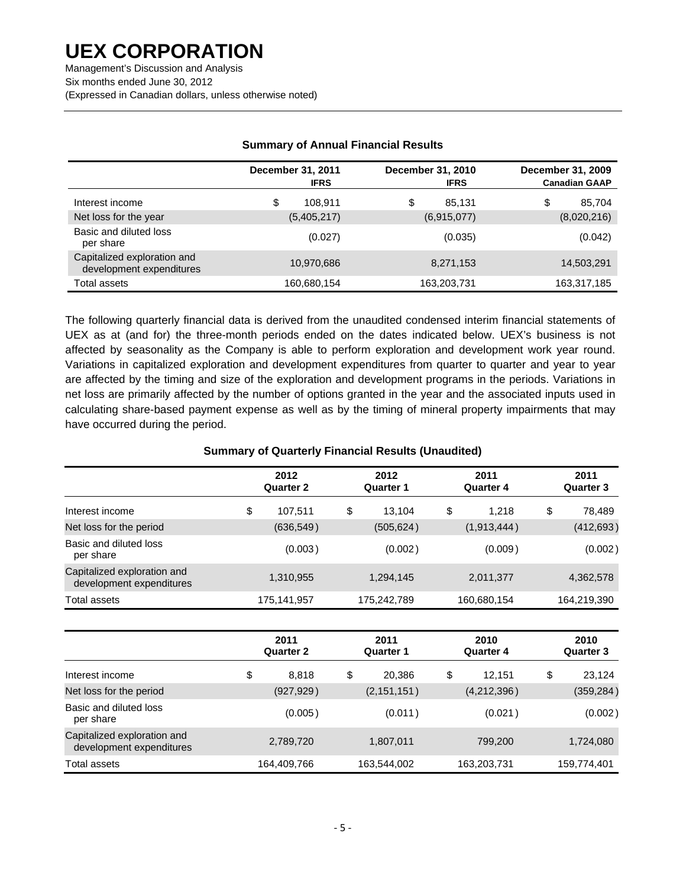### Summary of Annual Financial Results

| | December 31, 2011 IFRS | December 31, 2010 IFRS | December 31, 2009 Canadian GAAP |
|---|---|---|---|
| Interest income | $ 108,911 | $ 85,131 | $ 85,704 |
| Net loss for the year | (5,405,217) | (6,915,077) | (8,020,216) |
| Basic and diluted loss per share | (0.027) | (0.035) | (0.042) |
| Capitalized exploration and development expenditures | 10,970,686 | 8,271,153 | 14,503,291 |
| Total assets | 160,680,154 | 163,203,731 | 163,317,185 |

The following quarterly financial data is derived from the unaudited condensed interim financial statements of UEX as at (and for) the three-month periods ended on the dates indicated below. UEX's business is not affected by seasonality as the Company is able to perform exploration and development work year round. Variations in capitalized exploration and development expenditures from quarter to quarter and year to year are affected by the timing and size of the exploration and development programs in the periods. Variations in net loss are primarily affected by the number of options granted in the year and the associated inputs used in calculating share-based payment expense as well as by the timing of mineral property impairments that may have occurred during the period.

### Summary of Quarterly Financial Results (Unaudited)

| | 2012 Quarter 2 | 2012 Quarter 1 | 2011 Quarter 4 | 2011 Quarter 3 |
|---|---|---|---|---|
| Interest income | $ 107,511 | $ 13,104 | $ 1,218 | $ 78,489 |
| Net loss for the period | (636,549) | (505,624) | (1,913,444) | (412,693) |
| Basic and diluted loss per share | (0.003) | (0.002) | (0.009) | (0.002) |
| Capitalized exploration and development expenditures | 1,310,955 | 1,294,145 | 2,011,377 | 4,362,578 |
| Total assets | 175,141,957 | 175,242,789 | 160,680,154 | 164,219,390 |

| | 2011 Quarter 2 | 2011 Quarter 1 | 2010 Quarter 4 | 2010 Quarter 3 |
|---|---|---|---|---|
| Interest income | $ 8,818 | $ 20,386 | $ 12,151 | $ 23,124 |
| Net loss for the period | (927,929) | (2,151,151) | (4,212,396) | (359,284) |
| Basic and diluted loss per share | (0.005) | (0.011) | (0.021) | (0.002) |
| Capitalized exploration and development expenditures | 2,789,720 | 1,807,011 | 799,200 | 1,724,080 |
| Total assets | 164,409,766 | 163,544,002 | 163,203,731 | 159,774,401 |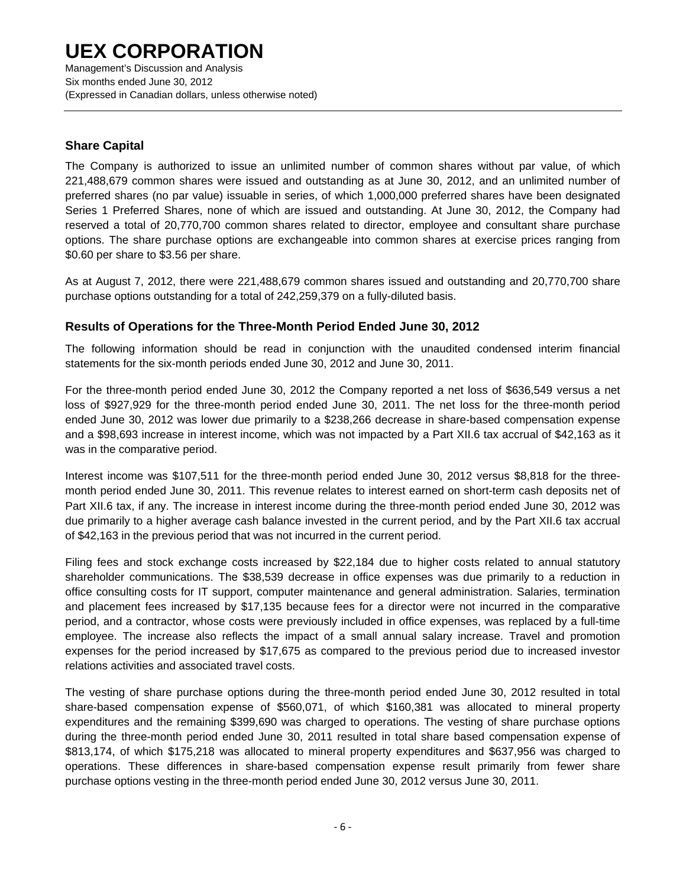## Share Capital

The Company is authorized to issue an unlimited number of common shares without par value, of which 221,488,679 common shares were issued and outstanding as at June 30, 2012, and an unlimited number of preferred shares (no par value) issuable in series, of which 1,000,000 preferred shares have been designated Series 1 Preferred Shares, none of which are issued and outstanding. At June 30, 2012, the Company had reserved a total of 20,770,700 common shares related to director, employee and consultant share purchase options. The share purchase options are exchangeable into common shares at exercise prices ranging from $0.60 per share to $3.56 per share.

As at August 7, 2012, there were 221,488,679 common shares issued and outstanding and 20,770,700 share purchase options outstanding for a total of 242,259,379 on a fully-diluted basis.

## Results of Operations for the Three-Month Period Ended June 30, 2012

The following information should be read in conjunction with the unaudited condensed interim financial statements for the six-month periods ended June 30, 2012 and June 30, 2011.

For the three-month period ended June 30, 2012 the Company reported a net loss of $636,549 versus a net loss of $927,929 for the three-month period ended June 30, 2011. The net loss for the three-month period ended June 30, 2012 was lower due primarily to a $238,266 decrease in share-based compensation expense and a $98,693 increase in interest income, which was not impacted by a Part XII.6 tax accrual of $42,163 as it was in the comparative period.

Interest income was $107,511 for the three-month period ended June 30, 2012 versus $8,818 for the three-month period ended June 30, 2011. This revenue relates to interest earned on short-term cash deposits net of Part XII.6 tax, if any. The increase in interest income during the three-month period ended June 30, 2012 was due primarily to a higher average cash balance invested in the current period, and by the Part XII.6 tax accrual of $42,163 in the previous period that was not incurred in the current period.

Filing fees and stock exchange costs increased by $22,184 due to higher costs related to annual statutory shareholder communications. The $38,539 decrease in office expenses was due primarily to a reduction in office consulting costs for IT support, computer maintenance and general administration. Salaries, termination and placement fees increased by $17,135 because fees for a director were not incurred in the comparative period, and a contractor, whose costs were previously included in office expenses, was replaced by a full-time employee. The increase also reflects the impact of a small annual salary increase. Travel and promotion expenses for the period increased by $17,675 as compared to the previous period due to increased investor relations activities and associated travel costs.

The vesting of share purchase options during the three-month period ended June 30, 2012 resulted in total share-based compensation expense of $560,071, of which $160,381 was allocated to mineral property expenditures and the remaining $399,690 was charged to operations. The vesting of share purchase options during the three-month period ended June 30, 2011 resulted in total share based compensation expense of $813,174, of which $175,218 was allocated to mineral property expenditures and $637,956 was charged to operations. These differences in share-based compensation expense result primarily from fewer share purchase options vesting in the three-month period ended June 30, 2012 versus June 30, 2011.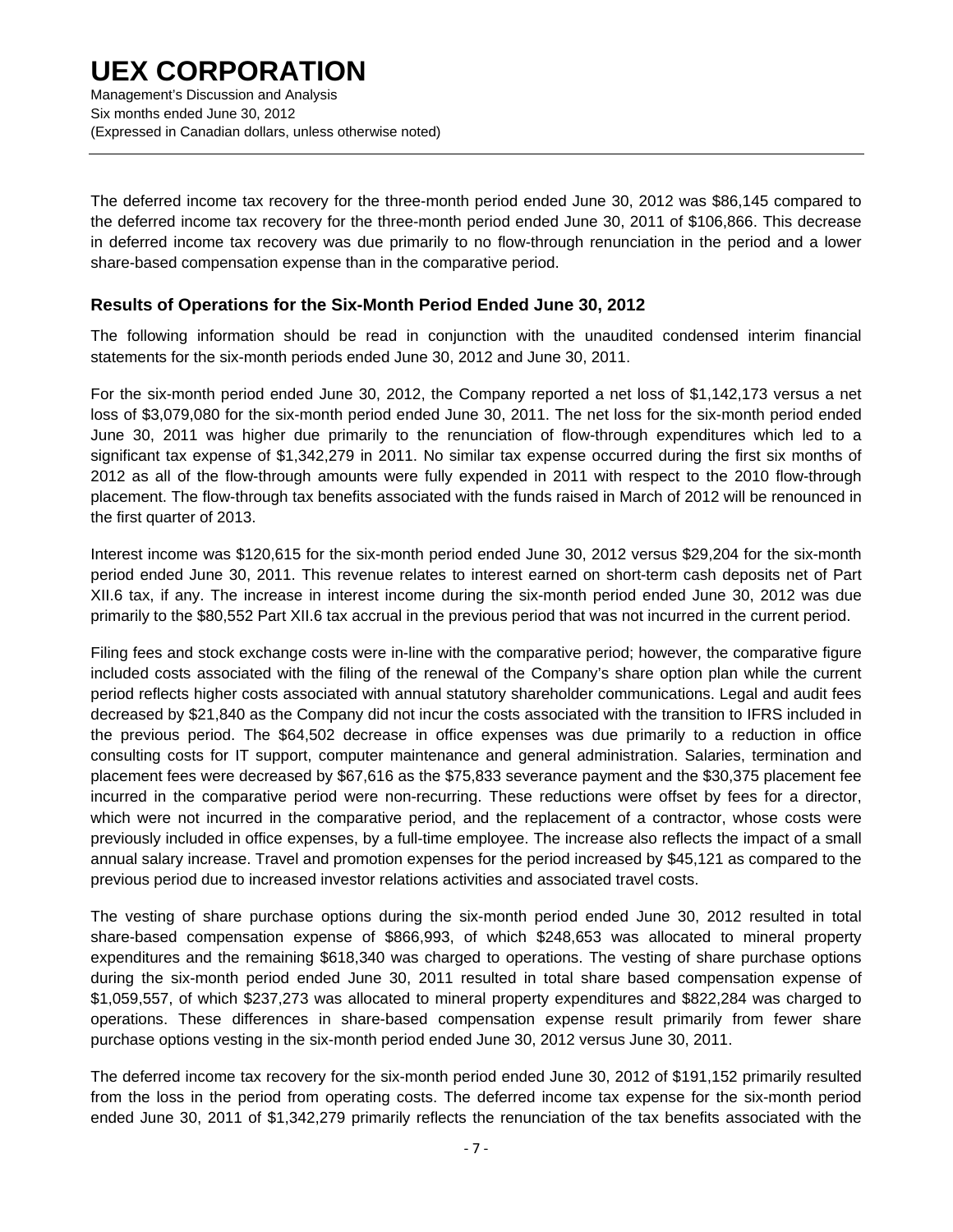The deferred income tax recovery for the three-month period ended June 30, 2012 was $86,145 compared to the deferred income tax recovery for the three-month period ended June 30, 2011 of $106,866. This decrease in deferred income tax recovery was due primarily to no flow-through renunciation in the period and a lower share-based compensation expense than in the comparative period.

### Results of Operations for the Six-Month Period Ended June 30, 2012

The following information should be read in conjunction with the unaudited condensed interim financial statements for the six-month periods ended June 30, 2012 and June 30, 2011.

For the six-month period ended June 30, 2012, the Company reported a net loss of $1,142,173 versus a net loss of $3,079,080 for the six-month period ended June 30, 2011. The net loss for the six-month period ended June 30, 2011 was higher due primarily to the renunciation of flow-through expenditures which led to a significant tax expense of $1,342,279 in 2011. No similar tax expense occurred during the first six months of 2012 as all of the flow-through amounts were fully expended in 2011 with respect to the 2010 flow-through placement. The flow-through tax benefits associated with the funds raised in March of 2012 will be renounced in the first quarter of 2013.

Interest income was $120,615 for the six-month period ended June 30, 2012 versus $29,204 for the six-month period ended June 30, 2011. This revenue relates to interest earned on short-term cash deposits net of Part XII.6 tax, if any. The increase in interest income during the six-month period ended June 30, 2012 was due primarily to the $80,552 Part XII.6 tax accrual in the previous period that was not incurred in the current period.

Filing fees and stock exchange costs were in-line with the comparative period; however, the comparative figure included costs associated with the filing of the renewal of the Company's share option plan while the current period reflects higher costs associated with annual statutory shareholder communications. Legal and audit fees decreased by $21,840 as the Company did not incur the costs associated with the transition to IFRS included in the previous period. The $64,502 decrease in office expenses was due primarily to a reduction in office consulting costs for IT support, computer maintenance and general administration. Salaries, termination and placement fees were decreased by $67,616 as the $75,833 severance payment and the $30,375 placement fee incurred in the comparative period were non-recurring. These reductions were offset by fees for a director, which were not incurred in the comparative period, and the replacement of a contractor, whose costs were previously included in office expenses, by a full-time employee. The increase also reflects the impact of a small annual salary increase. Travel and promotion expenses for the period increased by $45,121 as compared to the previous period due to increased investor relations activities and associated travel costs.

The vesting of share purchase options during the six-month period ended June 30, 2012 resulted in total share-based compensation expense of $866,993, of which $248,653 was allocated to mineral property expenditures and the remaining $618,340 was charged to operations. The vesting of share purchase options during the six-month period ended June 30, 2011 resulted in total share based compensation expense of $1,059,557, of which $237,273 was allocated to mineral property expenditures and $822,284 was charged to operations. These differences in share-based compensation expense result primarily from fewer share purchase options vesting in the six-month period ended June 30, 2012 versus June 30, 2011.

The deferred income tax recovery for the six-month period ended June 30, 2012 of $191,152 primarily resulted from the loss in the period from operating costs. The deferred income tax expense for the six-month period ended June 30, 2011 of $1,342,279 primarily reflects the renunciation of the tax benefits associated with the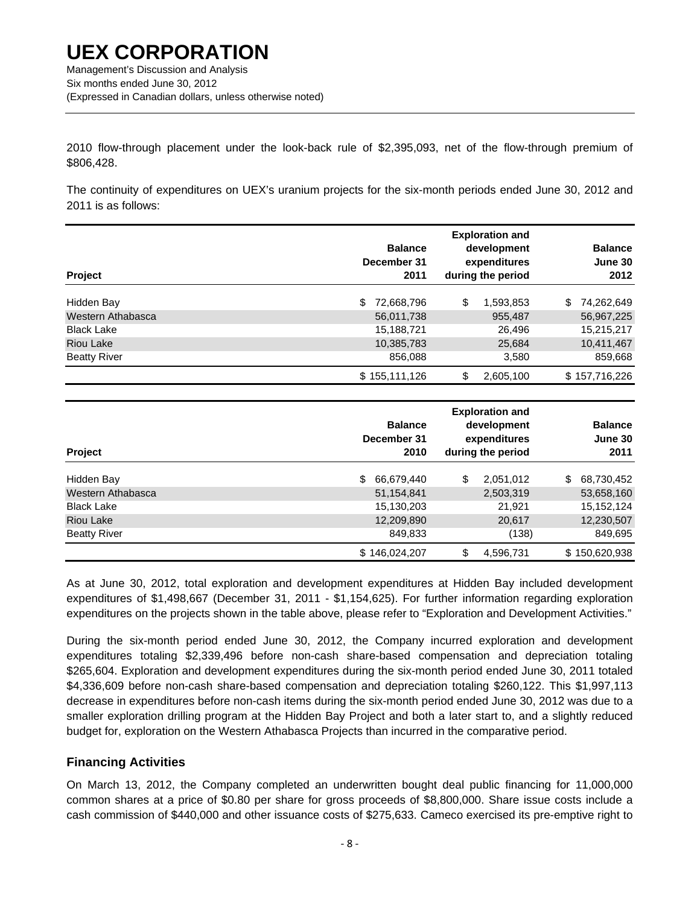2010 flow-through placement under the look-back rule of $2,395,093, net of the flow-through premium of $806,428.

The continuity of expenditures on UEX's uranium projects for the six-month periods ended June 30, 2012 and 2011 is as follows:

| Project | Balance December 31 2011 | Exploration and development expenditures during the period | Balance June 30 2012 |
|---|---|---|---|
| Hidden Bay | $ 72,668,796 | $ 1,593,853 | $ 74,262,649 |
| Western Athabasca | 56,011,738 | 955,487 | 56,967,225 |
| Black Lake | 15,188,721 | 26,496 | 15,215,217 |
| Riou Lake | 10,385,783 | 25,684 | 10,411,467 |
| Beatty River | 856,088 | 3,580 | 859,668 |
| | $ 155,111,126 | $ 2,605,100 | $ 157,716,226 |

| Project | Balance December 31 2010 | Exploration and development expenditures during the period | Balance June 30 2011 |
|---|---|---|---|
| Hidden Bay | $ 66,679,440 | $ 2,051,012 | $ 68,730,452 |
| Western Athabasca | 51,154,841 | 2,503,319 | 53,658,160 |
| Black Lake | 15,130,203 | 21,921 | 15,152,124 |
| Riou Lake | 12,209,890 | 20,617 | 12,230,507 |
| Beatty River | 849,833 | (138) | 849,695 |
| | $ 146,024,207 | $ 4,596,731 | $ 150,620,938 |

As at June 30, 2012, total exploration and development expenditures at Hidden Bay included development expenditures of $1,498,667 (December 31, 2011 - $1,154,625). For further information regarding exploration expenditures on the projects shown in the table above, please refer to "Exploration and Development Activities."

During the six-month period ended June 30, 2012, the Company incurred exploration and development expenditures totaling $2,339,496 before non-cash share-based compensation and depreciation totaling $265,604. Exploration and development expenditures during the six-month period ended June 30, 2011 totaled $4,336,609 before non-cash share-based compensation and depreciation totaling $260,122. This $1,997,113 decrease in expenditures before non-cash items during the six-month period ended June 30, 2012 was due to a smaller exploration drilling program at the Hidden Bay Project and both a later start to, and a slightly reduced budget for, exploration on the Western Athabasca Projects than incurred in the comparative period.

## Financing Activities

On March 13, 2012, the Company completed an underwritten bought deal public financing for 11,000,000 common shares at a price of $0.80 per share for gross proceeds of $8,800,000. Share issue costs include a cash commission of $440,000 and other issuance costs of $275,633. Cameco exercised its pre-emptive right to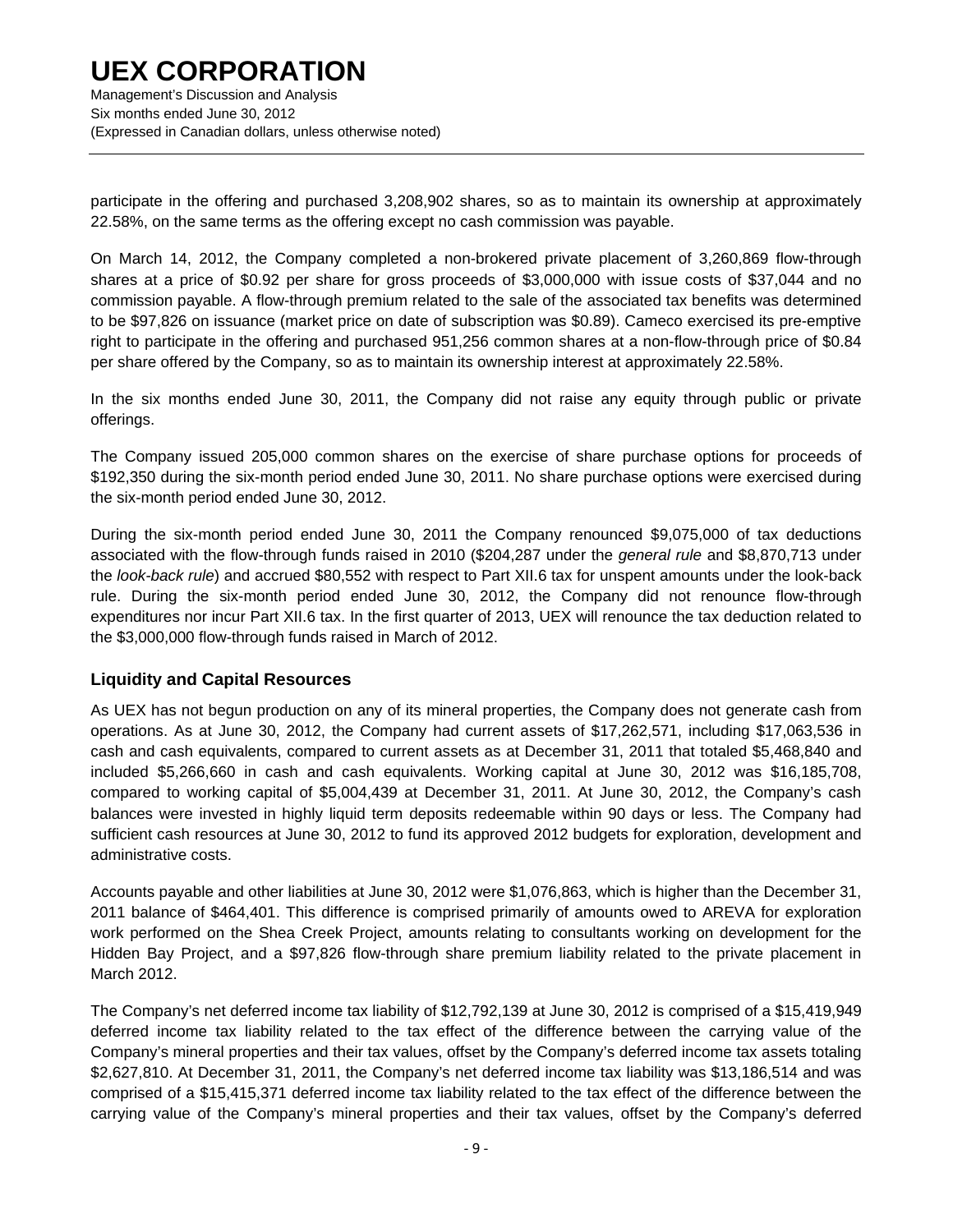participate in the offering and purchased 3,208,902 shares, so as to maintain its ownership at approximately 22.58%, on the same terms as the offering except no cash commission was payable.

On March 14, 2012, the Company completed a non-brokered private placement of 3,260,869 flow-through shares at a price of $0.92 per share for gross proceeds of $3,000,000 with issue costs of $37,044 and no commission payable. A flow-through premium related to the sale of the associated tax benefits was determined to be $97,826 on issuance (market price on date of subscription was $0.89). Cameco exercised its pre-emptive right to participate in the offering and purchased 951,256 common shares at a non-flow-through price of $0.84 per share offered by the Company, so as to maintain its ownership interest at approximately 22.58%.

In the six months ended June 30, 2011, the Company did not raise any equity through public or private offerings.

The Company issued 205,000 common shares on the exercise of share purchase options for proceeds of $192,350 during the six-month period ended June 30, 2011. No share purchase options were exercised during the six-month period ended June 30, 2012.

During the six-month period ended June 30, 2011 the Company renounced $9,075,000 of tax deductions associated with the flow-through funds raised in 2010 ($204,287 under the *general rule* and $8,870,713 under the *look-back rule*) and accrued $80,552 with respect to Part XII.6 tax for unspent amounts under the look-back rule. During the six-month period ended June 30, 2012, the Company did not renounce flow-through expenditures nor incur Part XII.6 tax. In the first quarter of 2013, UEX will renounce the tax deduction related to the $3,000,000 flow-through funds raised in March of 2012.

## Liquidity and Capital Resources

As UEX has not begun production on any of its mineral properties, the Company does not generate cash from operations. As at June 30, 2012, the Company had current assets of $17,262,571, including $17,063,536 in cash and cash equivalents, compared to current assets as at December 31, 2011 that totaled $5,468,840 and included $5,266,660 in cash and cash equivalents. Working capital at June 30, 2012 was $16,185,708, compared to working capital of $5,004,439 at December 31, 2011. At June 30, 2012, the Company's cash balances were invested in highly liquid term deposits redeemable within 90 days or less. The Company had sufficient cash resources at June 30, 2012 to fund its approved 2012 budgets for exploration, development and administrative costs.

Accounts payable and other liabilities at June 30, 2012 were $1,076,863, which is higher than the December 31, 2011 balance of $464,401. This difference is comprised primarily of amounts owed to AREVA for exploration work performed on the Shea Creek Project, amounts relating to consultants working on development for the Hidden Bay Project, and a $97,826 flow-through share premium liability related to the private placement in March 2012.

The Company's net deferred income tax liability of $12,792,139 at June 30, 2012 is comprised of a $15,419,949 deferred income tax liability related to the tax effect of the difference between the carrying value of the Company's mineral properties and their tax values, offset by the Company's deferred income tax assets totaling $2,627,810. At December 31, 2011, the Company's net deferred income tax liability was $13,186,514 and was comprised of a $15,415,371 deferred income tax liability related to the tax effect of the difference between the carrying value of the Company's mineral properties and their tax values, offset by the Company's deferred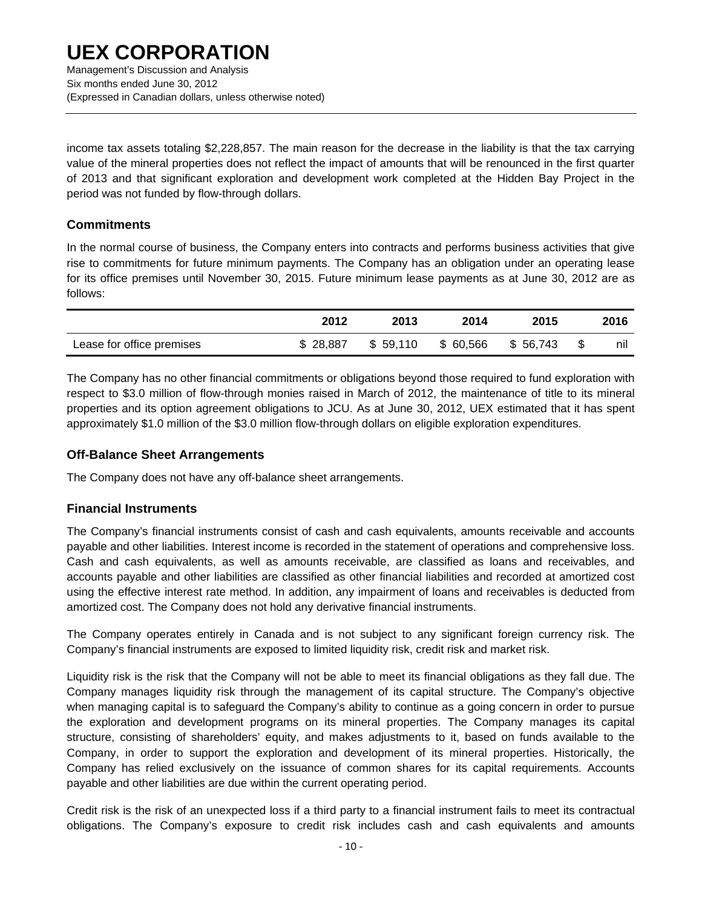income tax assets totaling $2,228,857. The main reason for the decrease in the liability is that the tax carrying value of the mineral properties does not reflect the impact of amounts that will be renounced in the first quarter of 2013 and that significant exploration and development work completed at the Hidden Bay Project in the period was not funded by flow-through dollars.

## Commitments

In the normal course of business, the Company enters into contracts and performs business activities that give rise to commitments for future minimum payments. The Company has an obligation under an operating lease for its office premises until November 30, 2015. Future minimum lease payments as at June 30, 2012 are as follows:

| | 2012 | 2013 | 2014 | 2015 | 2016 |
|---|---|---|---|---|---|
| Lease for office premises | $ 28,887 | $ 59,110 | $ 60,566 | $ 56,743 | $ nil |

The Company has no other financial commitments or obligations beyond those required to fund exploration with respect to $3.0 million of flow-through monies raised in March of 2012, the maintenance of title to its mineral properties and its option agreement obligations to JCU. As at June 30, 2012, UEX estimated that it has spent approximately $1.0 million of the $3.0 million flow-through dollars on eligible exploration expenditures.

## Off-Balance Sheet Arrangements

The Company does not have any off-balance sheet arrangements.

## Financial Instruments

The Company's financial instruments consist of cash and cash equivalents, amounts receivable and accounts payable and other liabilities. Interest income is recorded in the statement of operations and comprehensive loss. Cash and cash equivalents, as well as amounts receivable, are classified as loans and receivables, and accounts payable and other liabilities are classified as other financial liabilities and recorded at amortized cost using the effective interest rate method. In addition, any impairment of loans and receivables is deducted from amortized cost. The Company does not hold any derivative financial instruments.

The Company operates entirely in Canada and is not subject to any significant foreign currency risk. The Company's financial instruments are exposed to limited liquidity risk, credit risk and market risk.

Liquidity risk is the risk that the Company will not be able to meet its financial obligations as they fall due. The Company manages liquidity risk through the management of its capital structure. The Company's objective when managing capital is to safeguard the Company's ability to continue as a going concern in order to pursue the exploration and development programs on its mineral properties. The Company manages its capital structure, consisting of shareholders' equity, and makes adjustments to it, based on funds available to the Company, in order to support the exploration and development of its mineral properties. Historically, the Company has relied exclusively on the issuance of common shares for its capital requirements. Accounts payable and other liabilities are due within the current operating period.

Credit risk is the risk of an unexpected loss if a third party to a financial instrument fails to meet its contractual obligations. The Company's exposure to credit risk includes cash and cash equivalents and amounts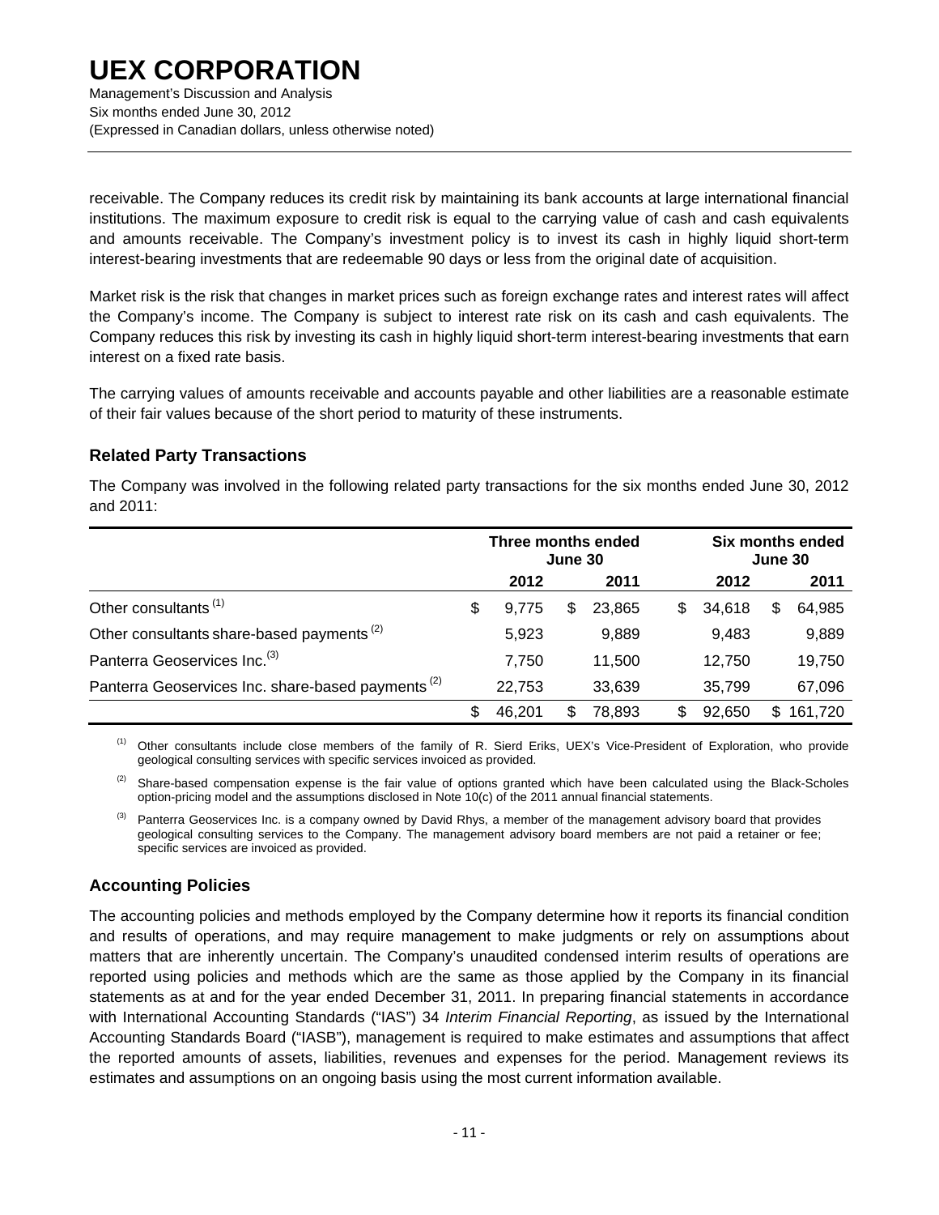receivable. The Company reduces its credit risk by maintaining its bank accounts at large international financial institutions. The maximum exposure to credit risk is equal to the carrying value of cash and cash equivalents and amounts receivable. The Company's investment policy is to invest its cash in highly liquid short-term interest-bearing investments that are redeemable 90 days or less from the original date of acquisition.

Market risk is the risk that changes in market prices such as foreign exchange rates and interest rates will affect the Company's income. The Company is subject to interest rate risk on its cash and cash equivalents. The Company reduces this risk by investing its cash in highly liquid short-term interest-bearing investments that earn interest on a fixed rate basis.

The carrying values of amounts receivable and accounts payable and other liabilities are a reasonable estimate of their fair values because of the short period to maturity of these instruments.

### Related Party Transactions

The Company was involved in the following related party transactions for the six months ended June 30, 2012 and 2011:

| | Three months ended June 30 | | Six months ended June 30 | |
|---|---|---|---|---|
| | 2012 | 2011 | 2012 | 2011 |
| Other consultants [1] | $ 9,775 | $ 23,865 | $ 34,618 | $ 64,985 |
| Other consultants share-based payments [2] | 5,923 | 9,889 | 9,483 | 9,889 |
| Panterra Geoservices Inc.[3] | 7,750 | 11,500 | 12,750 | 19,750 |
| Panterra Geoservices Inc. share-based payments [2] | 22,753 | 33,639 | 35,799 | 67,096 |
| | $ 46,201 | $ 78,893 | $ 92,650 | $ 161,720 |

[1] Other consultants include close members of the family of R. Sierd Eriks, UEX's Vice-President of Exploration, who provide geological consulting services with specific services invoiced as provided.

[2] Share-based compensation expense is the fair value of options granted which have been calculated using the Black-Scholes option-pricing model and the assumptions disclosed in Note 10(c) of the 2011 annual financial statements.

[3] Panterra Geoservices Inc. is a company owned by David Rhys, a member of the management advisory board that provides geological consulting services to the Company. The management advisory board members are not paid a retainer or fee; specific services are invoiced as provided.

### Accounting Policies

The accounting policies and methods employed by the Company determine how it reports its financial condition and results of operations, and may require management to make judgments or rely on assumptions about matters that are inherently uncertain. The Company's unaudited condensed interim results of operations are reported using policies and methods which are the same as those applied by the Company in its financial statements as at and for the year ended December 31, 2011. In preparing financial statements in accordance with International Accounting Standards ("IAS") 34 *Interim Financial Reporting*, as issued by the International Accounting Standards Board ("IASB"), management is required to make estimates and assumptions that affect the reported amounts of assets, liabilities, revenues and expenses for the period. Management reviews its estimates and assumptions on an ongoing basis using the most current information available.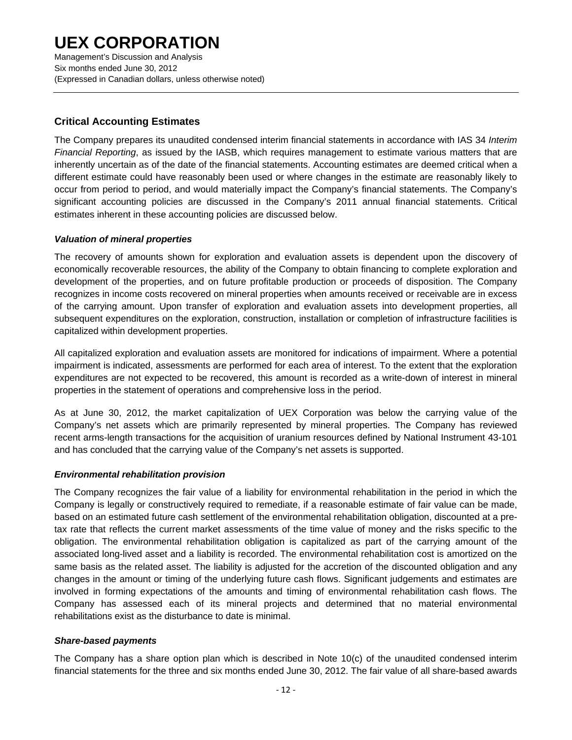## Critical Accounting Estimates

The Company prepares its unaudited condensed interim financial statements in accordance with IAS 34 *Interim Financial Reporting*, as issued by the IASB, which requires management to estimate various matters that are inherently uncertain as of the date of the financial statements. Accounting estimates are deemed critical when a different estimate could have reasonably been used or where changes in the estimate are reasonably likely to occur from period to period, and would materially impact the Company's financial statements. The Company's significant accounting policies are discussed in the Company's 2011 annual financial statements. Critical estimates inherent in these accounting policies are discussed below.

### *Valuation of mineral properties*

The recovery of amounts shown for exploration and evaluation assets is dependent upon the discovery of economically recoverable resources, the ability of the Company to obtain financing to complete exploration and development of the properties, and on future profitable production or proceeds of disposition. The Company recognizes in income costs recovered on mineral properties when amounts received or receivable are in excess of the carrying amount. Upon transfer of exploration and evaluation assets into development properties, all subsequent expenditures on the exploration, construction, installation or completion of infrastructure facilities is capitalized within development properties.

All capitalized exploration and evaluation assets are monitored for indications of impairment. Where a potential impairment is indicated, assessments are performed for each area of interest. To the extent that the exploration expenditures are not expected to be recovered, this amount is recorded as a write-down of interest in mineral properties in the statement of operations and comprehensive loss in the period.

As at June 30, 2012, the market capitalization of UEX Corporation was below the carrying value of the Company's net assets which are primarily represented by mineral properties. The Company has reviewed recent arms-length transactions for the acquisition of uranium resources defined by National Instrument 43-101 and has concluded that the carrying value of the Company's net assets is supported.

### *Environmental rehabilitation provision*

The Company recognizes the fair value of a liability for environmental rehabilitation in the period in which the Company is legally or constructively required to remediate, if a reasonable estimate of fair value can be made, based on an estimated future cash settlement of the environmental rehabilitation obligation, discounted at a pre-tax rate that reflects the current market assessments of the time value of money and the risks specific to the obligation. The environmental rehabilitation obligation is capitalized as part of the carrying amount of the associated long-lived asset and a liability is recorded. The environmental rehabilitation cost is amortized on the same basis as the related asset. The liability is adjusted for the accretion of the discounted obligation and any changes in the amount or timing of the underlying future cash flows. Significant judgements and estimates are involved in forming expectations of the amounts and timing of environmental rehabilitation cash flows. The Company has assessed each of its mineral projects and determined that no material environmental rehabilitations exist as the disturbance to date is minimal.

### *Share-based payments*

The Company has a share option plan which is described in Note 10(c) of the unaudited condensed interim financial statements for the three and six months ended June 30, 2012. The fair value of all share-based awards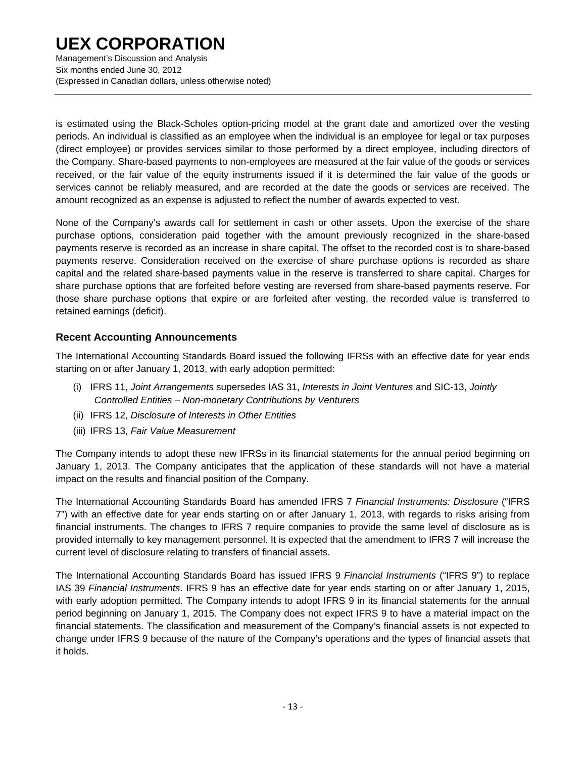is estimated using the Black-Scholes option-pricing model at the grant date and amortized over the vesting periods. An individual is classified as an employee when the individual is an employee for legal or tax purposes (direct employee) or provides services similar to those performed by a direct employee, including directors of the Company. Share-based payments to non-employees are measured at the fair value of the goods or services received, or the fair value of the equity instruments issued if it is determined the fair value of the goods or services cannot be reliably measured, and are recorded at the date the goods or services are received. The amount recognized as an expense is adjusted to reflect the number of awards expected to vest.

None of the Company's awards call for settlement in cash or other assets. Upon the exercise of the share purchase options, consideration paid together with the amount previously recognized in the share-based payments reserve is recorded as an increase in share capital. The offset to the recorded cost is to share-based payments reserve. Consideration received on the exercise of share purchase options is recorded as share capital and the related share-based payments value in the reserve is transferred to share capital. Charges for share purchase options that are forfeited before vesting are reversed from share-based payments reserve. For those share purchase options that expire or are forfeited after vesting, the recorded value is transferred to retained earnings (deficit).

### Recent Accounting Announcements

The International Accounting Standards Board issued the following IFRSs with an effective date for year ends starting on or after January 1, 2013, with early adoption permitted:

(i) IFRS 11, *Joint Arrangements* supersedes IAS 31, *Interests in Joint Ventures* and SIC-13, *Jointly Controlled Entities – Non-monetary Contributions by Venturers*

(ii) IFRS 12, *Disclosure of Interests in Other Entities*

(iii) IFRS 13, *Fair Value Measurement*

The Company intends to adopt these new IFRSs in its financial statements for the annual period beginning on January 1, 2013. The Company anticipates that the application of these standards will not have a material impact on the results and financial position of the Company.

The International Accounting Standards Board has amended IFRS 7 *Financial Instruments: Disclosure* ("IFRS 7") with an effective date for year ends starting on or after January 1, 2013, with regards to risks arising from financial instruments. The changes to IFRS 7 require companies to provide the same level of disclosure as is provided internally to key management personnel. It is expected that the amendment to IFRS 7 will increase the current level of disclosure relating to transfers of financial assets.

The International Accounting Standards Board has issued IFRS 9 *Financial Instruments* ("IFRS 9") to replace IAS 39 *Financial Instruments*. IFRS 9 has an effective date for year ends starting on or after January 1, 2015, with early adoption permitted. The Company intends to adopt IFRS 9 in its financial statements for the annual period beginning on January 1, 2015. The Company does not expect IFRS 9 to have a material impact on the financial statements. The classification and measurement of the Company's financial assets is not expected to change under IFRS 9 because of the nature of the Company's operations and the types of financial assets that it holds.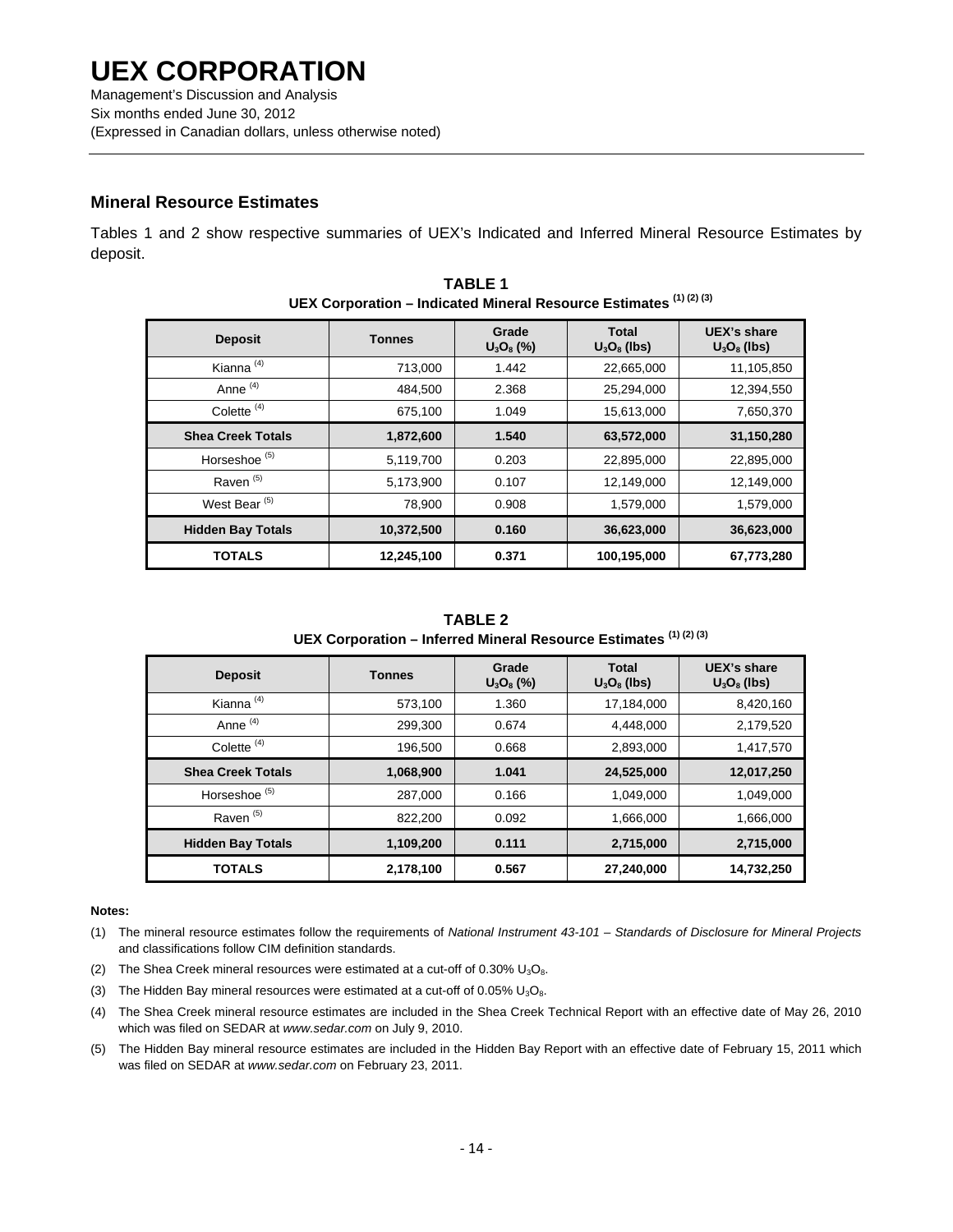## Mineral Resource Estimates

Tables 1 and 2 show respective summaries of UEX's Indicated and Inferred Mineral Resource Estimates by deposit.

**TABLE 1**

**UEX Corporation – Indicated Mineral Resource Estimates (1) (2) (3)**

| Deposit | Tonnes | Grade $U_3O_8$ (%) | Total $U_3O_8$ (lbs) | UEX's share $U_3O_8$ (lbs) |
|---|---|---|---|---|
| Kianna (4) | 713,000 | 1.442 | 22,665,000 | 11,105,850 |
| Anne (4) | 484,500 | 2.368 | 25,294,000 | 12,394,550 |
| Colette (4) | 675,100 | 1.049 | 15,613,000 | 7,650,370 |
| **Shea Creek Totals** | **1,872,600** | **1.540** | **63,572,000** | **31,150,280** |
| Horseshoe (5) | 5,119,700 | 0.203 | 22,895,000 | 22,895,000 |
| Raven (5) | 5,173,900 | 0.107 | 12,149,000 | 12,149,000 |
| West Bear (5) | 78,900 | 0.908 | 1,579,000 | 1,579,000 |
| **Hidden Bay Totals** | **10,372,500** | **0.160** | **36,623,000** | **36,623,000** |
| **TOTALS** | **12,245,100** | **0.371** | **100,195,000** | **67,773,280** |

**TABLE 2**

**UEX Corporation – Inferred Mineral Resource Estimates (1) (2) (3)**

| Deposit | Tonnes | Grade $U_3O_8$ (%) | Total $U_3O_8$ (lbs) | UEX's share $U_3O_8$ (lbs) |
|---|---|---|---|---|
| Kianna (4) | 573,100 | 1.360 | 17,184,000 | 8,420,160 |
| Anne (4) | 299,300 | 0.674 | 4,448,000 | 2,179,520 |
| Colette (4) | 196,500 | 0.668 | 2,893,000 | 1,417,570 |
| **Shea Creek Totals** | **1,068,900** | **1.041** | **24,525,000** | **12,017,250** |
| Horseshoe (5) | 287,000 | 0.166 | 1,049,000 | 1,049,000 |
| Raven (5) | 822,200 | 0.092 | 1,666,000 | 1,666,000 |
| **Hidden Bay Totals** | **1,109,200** | **0.111** | **2,715,000** | **2,715,000** |
| **TOTALS** | **2,178,100** | **0.567** | **27,240,000** | **14,732,250** |

**Notes:**

(1) The mineral resource estimates follow the requirements of *National Instrument 43-101 – Standards of Disclosure for Mineral Projects* and classifications follow CIM definition standards.

(2) The Shea Creek mineral resources were estimated at a cut-off of 0.30% $U_3O_8$.

(3) The Hidden Bay mineral resources were estimated at a cut-off of 0.05% $U_3O_8$.

(4) The Shea Creek mineral resource estimates are included in the Shea Creek Technical Report with an effective date of May 26, 2010 which was filed on SEDAR at *www.sedar.com* on July 9, 2010.

(5) The Hidden Bay mineral resource estimates are included in the Hidden Bay Report with an effective date of February 15, 2011 which was filed on SEDAR at *www.sedar.com* on February 23, 2011.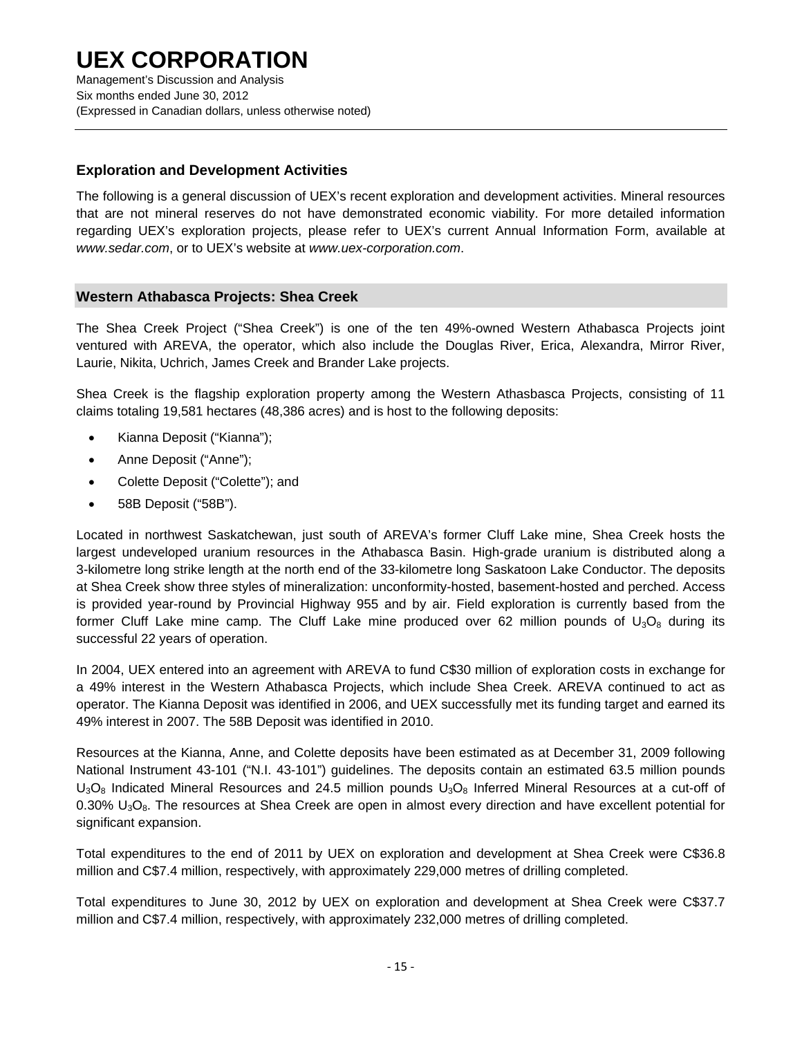## Exploration and Development Activities

The following is a general discussion of UEX's recent exploration and development activities. Mineral resources that are not mineral reserves do not have demonstrated economic viability. For more detailed information regarding UEX's exploration projects, please refer to UEX's current Annual Information Form, available at *www.sedar.com*, or to UEX's website at *www.uex-corporation.com*.

### Western Athabasca Projects: Shea Creek

The Shea Creek Project ("Shea Creek") is one of the ten 49%-owned Western Athabasca Projects joint ventured with AREVA, the operator, which also include the Douglas River, Erica, Alexandra, Mirror River, Laurie, Nikita, Uchrich, James Creek and Brander Lake projects.

Shea Creek is the flagship exploration property among the Western Athasbasca Projects, consisting of 11 claims totaling 19,581 hectares (48,386 acres) and is host to the following deposits:

- Kianna Deposit ("Kianna");
- Anne Deposit ("Anne");
- Colette Deposit ("Colette"); and
- 58B Deposit ("58B").

Located in northwest Saskatchewan, just south of AREVA's former Cluff Lake mine, Shea Creek hosts the largest undeveloped uranium resources in the Athabasca Basin. High-grade uranium is distributed along a 3-kilometre long strike length at the north end of the 33-kilometre long Saskatoon Lake Conductor. The deposits at Shea Creek show three styles of mineralization: unconformity-hosted, basement-hosted and perched. Access is provided year-round by Provincial Highway 955 and by air. Field exploration is currently based from the former Cluff Lake mine camp. The Cluff Lake mine produced over 62 million pounds of $U_3O_8$ during its successful 22 years of operation.

In 2004, UEX entered into an agreement with AREVA to fund C$30 million of exploration costs in exchange for a 49% interest in the Western Athabasca Projects, which include Shea Creek. AREVA continued to act as operator. The Kianna Deposit was identified in 2006, and UEX successfully met its funding target and earned its 49% interest in 2007. The 58B Deposit was identified in 2010.

Resources at the Kianna, Anne, and Colette deposits have been estimated as at December 31, 2009 following National Instrument 43-101 ("N.I. 43-101") guidelines. The deposits contain an estimated 63.5 million pounds $U_3O_8$ Indicated Mineral Resources and 24.5 million pounds $U_3O_8$ Inferred Mineral Resources at a cut-off of 0.30% $U_3O_8$. The resources at Shea Creek are open in almost every direction and have excellent potential for significant expansion.

Total expenditures to the end of 2011 by UEX on exploration and development at Shea Creek were C$36.8 million and C$7.4 million, respectively, with approximately 229,000 metres of drilling completed.

Total expenditures to June 30, 2012 by UEX on exploration and development at Shea Creek were C$37.7 million and C$7.4 million, respectively, with approximately 232,000 metres of drilling completed.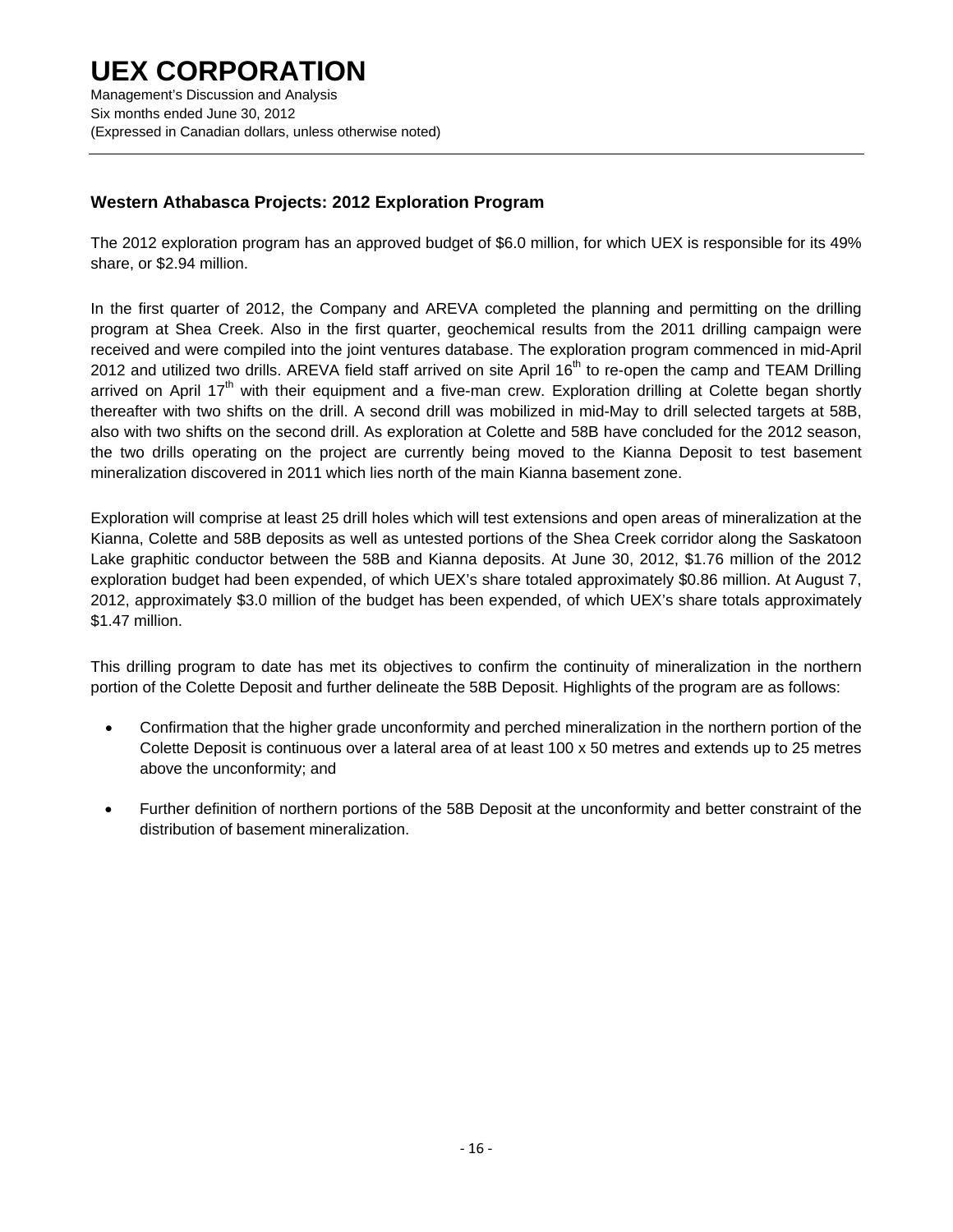## Western Athabasca Projects: 2012 Exploration Program

The 2012 exploration program has an approved budget of \$6.0 million, for which UEX is responsible for its 49% share, or \$2.94 million.

In the first quarter of 2012, the Company and AREVA completed the planning and permitting on the drilling program at Shea Creek. Also in the first quarter, geochemical results from the 2011 drilling campaign were received and were compiled into the joint ventures database. The exploration program commenced in mid-April 2012 and utilized two drills. AREVA field staff arrived on site April 16th to re-open the camp and TEAM Drilling arrived on April 17th with their equipment and a five-man crew. Exploration drilling at Colette began shortly thereafter with two shifts on the drill. A second drill was mobilized in mid-May to drill selected targets at 58B, also with two shifts on the second drill. As exploration at Colette and 58B have concluded for the 2012 season, the two drills operating on the project are currently being moved to the Kianna Deposit to test basement mineralization discovered in 2011 which lies north of the main Kianna basement zone.

Exploration will comprise at least 25 drill holes which will test extensions and open areas of mineralization at the Kianna, Colette and 58B deposits as well as untested portions of the Shea Creek corridor along the Saskatoon Lake graphitic conductor between the 58B and Kianna deposits. At June 30, 2012, \$1.76 million of the 2012 exploration budget had been expended, of which UEX's share totaled approximately \$0.86 million. At August 7, 2012, approximately \$3.0 million of the budget has been expended, of which UEX's share totals approximately \$1.47 million.

This drilling program to date has met its objectives to confirm the continuity of mineralization in the northern portion of the Colette Deposit and further delineate the 58B Deposit. Highlights of the program are as follows:

- Confirmation that the higher grade unconformity and perched mineralization in the northern portion of the Colette Deposit is continuous over a lateral area of at least 100 x 50 metres and extends up to 25 metres above the unconformity; and

- Further definition of northern portions of the 58B Deposit at the unconformity and better constraint of the distribution of basement mineralization.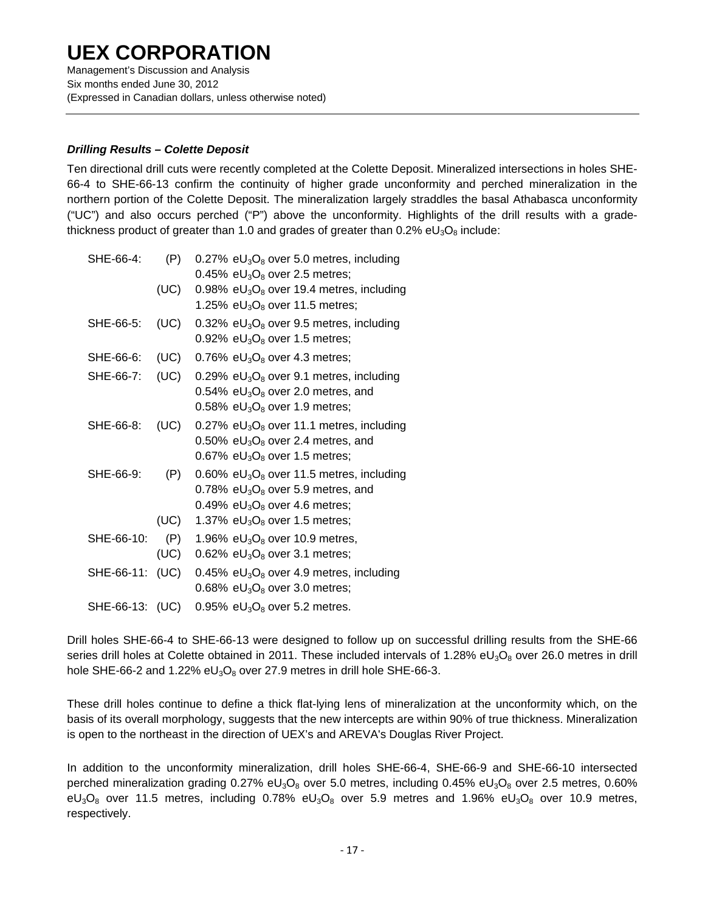### *Drilling Results – Colette Deposit*

Ten directional drill cuts were recently completed at the Colette Deposit. Mineralized intersections in holes SHE-66-4 to SHE-66-13 confirm the continuity of higher grade unconformity and perched mineralization in the northern portion of the Colette Deposit. The mineralization largely straddles the basal Athabasca unconformity ("UC") and also occurs perched ("P") above the unconformity. Highlights of the drill results with a grade-thickness product of greater than 1.0 and grades of greater than 0.2% $eU_3O_8$ include:

| | | |
|---|---|---|
| SHE-66-4: | (P) | 0.27% $eU_3O_8$ over 5.0 metres, including 0.45% $eU_3O_8$ over 2.5 metres; |
| | (UC) | 0.98% $eU_3O_8$ over 19.4 metres, including 1.25% $eU_3O_8$ over 11.5 metres; |
| SHE-66-5: | (UC) | 0.32% $eU_3O_8$ over 9.5 metres, including 0.92% $eU_3O_8$ over 1.5 metres; |
| SHE-66-6: | (UC) | 0.76% $eU_3O_8$ over 4.3 metres; |
| SHE-66-7: | (UC) | 0.29% $eU_3O_8$ over 9.1 metres, including 0.54% $eU_3O_8$ over 2.0 metres, and 0.58% $eU_3O_8$ over 1.9 metres; |
| SHE-66-8: | (UC) | 0.27% $eU_3O_8$ over 11.1 metres, including 0.50% $eU_3O_8$ over 2.4 metres, and 0.67% $eU_3O_8$ over 1.5 metres; |
| SHE-66-9: | (P) | 0.60% $eU_3O_8$ over 11.5 metres, including 0.78% $eU_3O_8$ over 5.9 metres, and 0.49% $eU_3O_8$ over 4.6 metres; |
| | (UC) | 1.37% $eU_3O_8$ over 1.5 metres; |
| SHE-66-10: | (P) | 1.96% $eU_3O_8$ over 10.9 metres, |
| | (UC) | 0.62% $eU_3O_8$ over 3.1 metres; |
| SHE-66-11: | (UC) | 0.45% $eU_3O_8$ over 4.9 metres, including 0.68% $eU_3O_8$ over 3.0 metres; |
| SHE-66-13: | (UC) | 0.95% $eU_3O_8$ over 5.2 metres. |

Drill holes SHE-66-4 to SHE-66-13 were designed to follow up on successful drilling results from the SHE-66 series drill holes at Colette obtained in 2011. These included intervals of 1.28% $eU_3O_8$ over 26.0 metres in drill hole SHE-66-2 and 1.22% $eU_3O_8$ over 27.9 metres in drill hole SHE-66-3.

These drill holes continue to define a thick flat-lying lens of mineralization at the unconformity which, on the basis of its overall morphology, suggests that the new intercepts are within 90% of true thickness. Mineralization is open to the northeast in the direction of UEX's and AREVA's Douglas River Project.

In addition to the unconformity mineralization, drill holes SHE-66-4, SHE-66-9 and SHE-66-10 intersected perched mineralization grading 0.27% $eU_3O_8$ over 5.0 metres, including 0.45% $eU_3O_8$ over 2.5 metres, 0.60% $eU_3O_8$ over 11.5 metres, including 0.78% $eU_3O_8$ over 5.9 metres and 1.96% $eU_3O_8$ over 10.9 metres, respectively.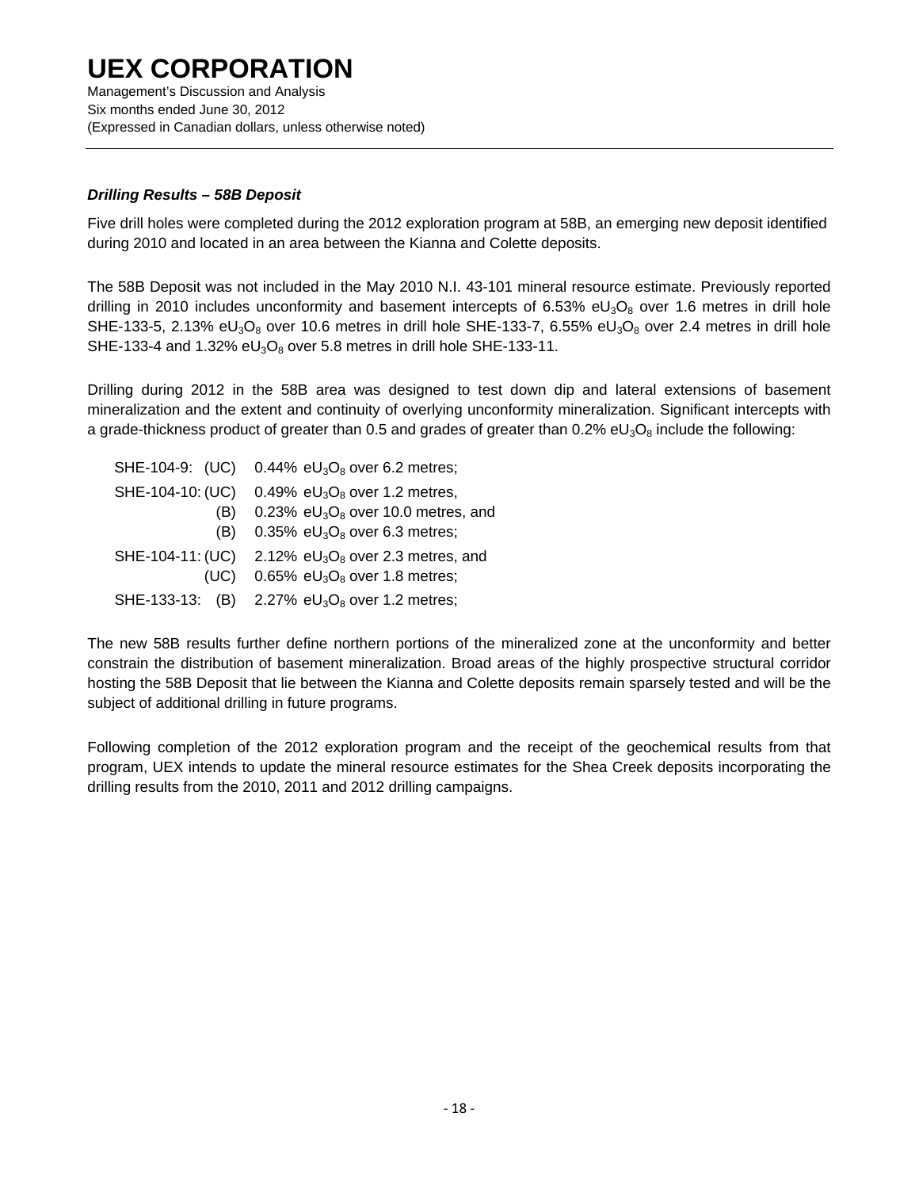### *Drilling Results – 58B Deposit*

Five drill holes were completed during the 2012 exploration program at 58B, an emerging new deposit identified during 2010 and located in an area between the Kianna and Colette deposits.

The 58B Deposit was not included in the May 2010 N.I. 43-101 mineral resource estimate. Previously reported drilling in 2010 includes unconformity and basement intercepts of 6.53% $eU_3O_8$ over 1.6 metres in drill hole SHE-133-5, 2.13% $eU_3O_8$ over 10.6 metres in drill hole SHE-133-7, 6.55% $eU_3O_8$ over 2.4 metres in drill hole SHE-133-4 and 1.32% $eU_3O_8$ over 5.8 metres in drill hole SHE-133-11.

Drilling during 2012 in the 58B area was designed to test down dip and lateral extensions of basement mineralization and the extent and continuity of overlying unconformity mineralization. Significant intercepts with a grade-thickness product of greater than 0.5 and grades of greater than 0.2% $eU_3O_8$ include the following:

- SHE-104-9: (UC) 0.44% $eU_3O_8$ over 6.2 metres;
- SHE-104-10: (UC) 0.49% $eU_3O_8$ over 1.2 metres,
  - (B) 0.23% $eU_3O_8$ over 10.0 metres, and
  - (B) 0.35% $eU_3O_8$ over 6.3 metres;
- SHE-104-11: (UC) 2.12% $eU_3O_8$ over 2.3 metres, and
  - (UC) 0.65% $eU_3O_8$ over 1.8 metres;
- SHE-133-13: (B) 2.27% $eU_3O_8$ over 1.2 metres;

The new 58B results further define northern portions of the mineralized zone at the unconformity and better constrain the distribution of basement mineralization. Broad areas of the highly prospective structural corridor hosting the 58B Deposit that lie between the Kianna and Colette deposits remain sparsely tested and will be the subject of additional drilling in future programs.

Following completion of the 2012 exploration program and the receipt of the geochemical results from that program, UEX intends to update the mineral resource estimates for the Shea Creek deposits incorporating the drilling results from the 2010, 2011 and 2012 drilling campaigns.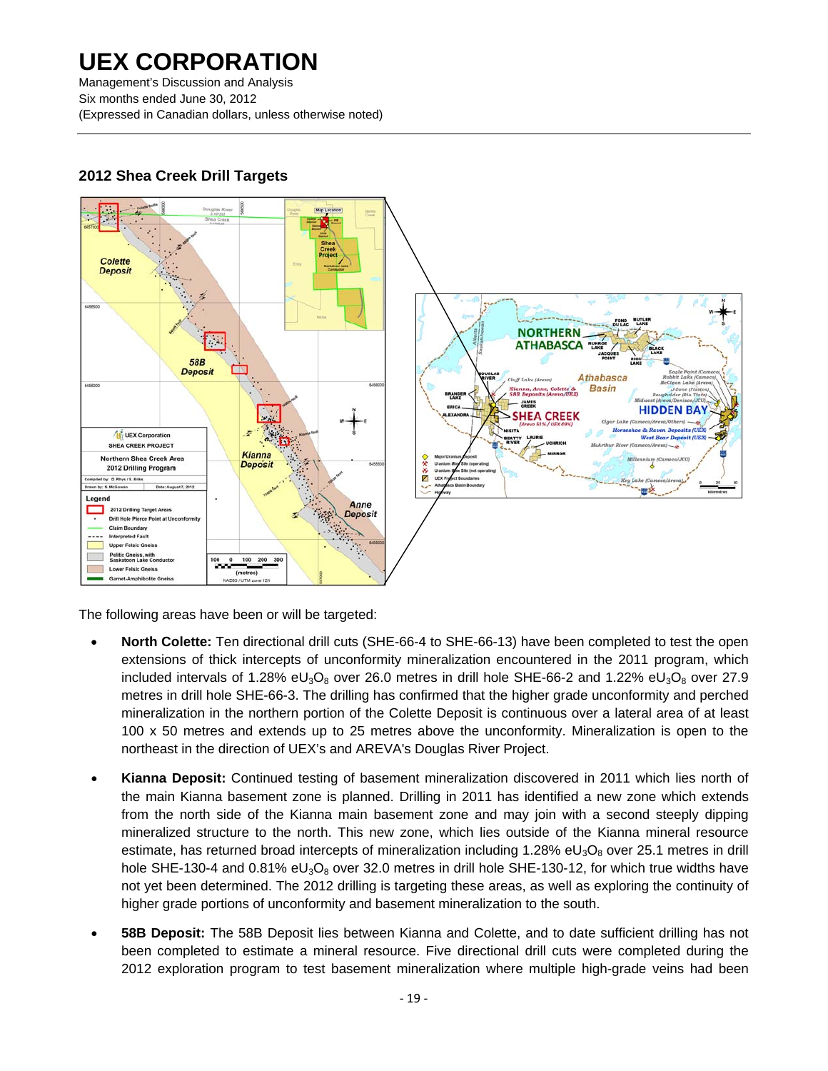## 2012 Shea Creek Drill Targets

The following areas have been or will be targeted:

- **North Colette:** Ten directional drill cuts (SHE-66-4 to SHE-66-13) have been completed to test the open extensions of thick intercepts of unconformity mineralization encountered in the 2011 program, which included intervals of 1.28% $eU_3O_8$ over 26.0 metres in drill hole SHE-66-2 and 1.22% $eU_3O_8$ over 27.9 metres in drill hole SHE-66-3. The drilling has confirmed that the higher grade unconformity and perched mineralization in the northern portion of the Colette Deposit is continuous over a lateral area of at least 100 x 50 metres and extends up to 25 metres above the unconformity. Mineralization is open to the northeast in the direction of UEX's and AREVA's Douglas River Project.

- **Kianna Deposit:** Continued testing of basement mineralization discovered in 2011 which lies north of the main Kianna basement zone is planned. Drilling in 2011 has identified a new zone which extends from the north side of the Kianna main basement zone and may join with a second steeply dipping mineralized structure to the north. This new zone, which lies outside of the Kianna mineral resource estimate, has returned broad intercepts of mineralization including 1.28% $eU_3O_8$ over 25.1 metres in drill hole SHE-130-4 and 0.81% $eU_3O_8$ over 32.0 metres in drill hole SHE-130-12, for which true widths have not yet been determined. The 2012 drilling is targeting these areas, as well as exploring the continuity of higher grade portions of unconformity and basement mineralization to the south.

- **58B Deposit:** The 58B Deposit lies between Kianna and Colette, and to date sufficient drilling has not been completed to estimate a mineral resource. Five directional drill cuts were completed during the 2012 exploration program to test basement mineralization where multiple high-grade veins had been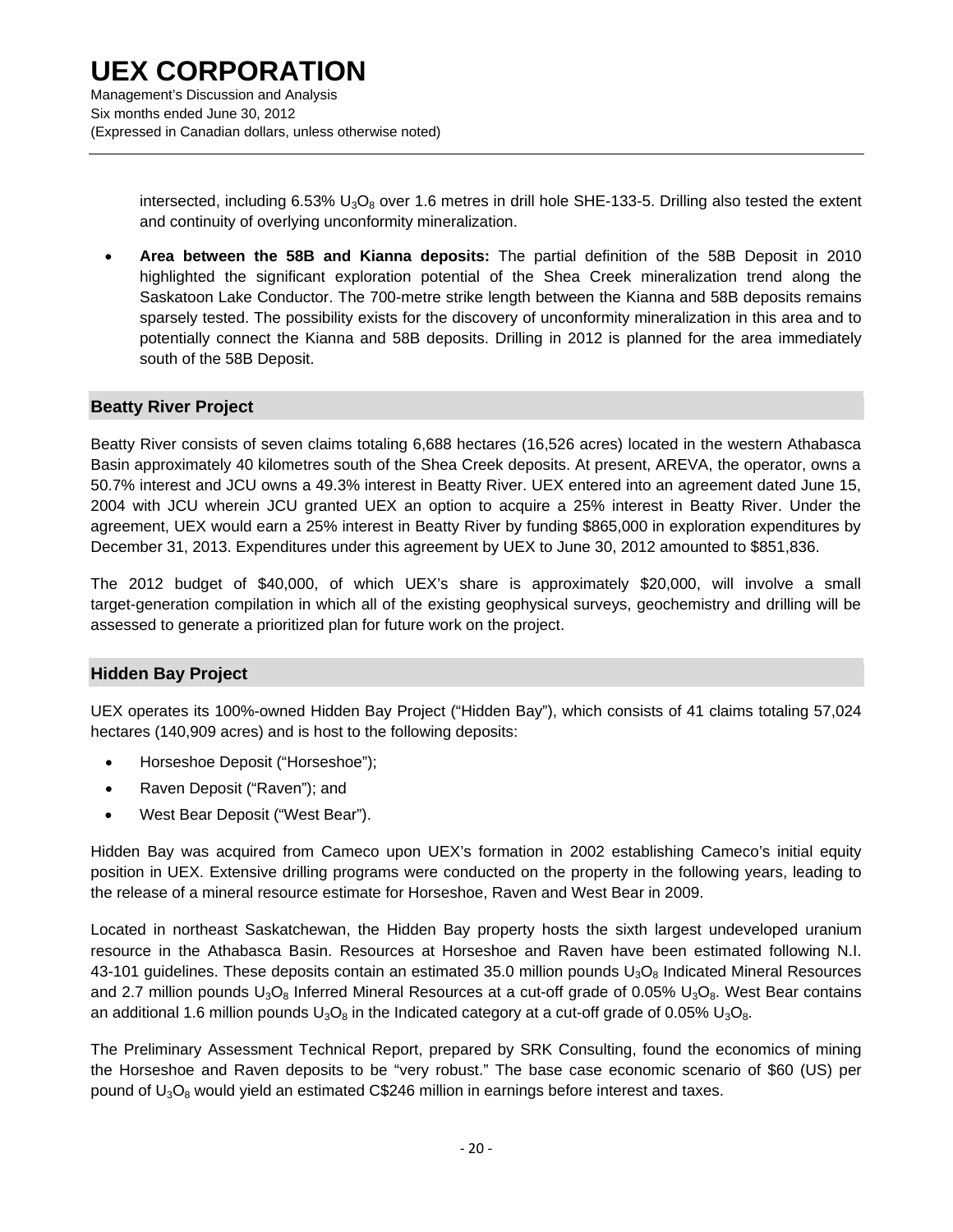intersected, including 6.53% $U_3O_8$ over 1.6 metres in drill hole SHE-133-5. Drilling also tested the extent and continuity of overlying unconformity mineralization.

- **Area between the 58B and Kianna deposits:** The partial definition of the 58B Deposit in 2010 highlighted the significant exploration potential of the Shea Creek mineralization trend along the Saskatoon Lake Conductor. The 700-metre strike length between the Kianna and 58B deposits remains sparsely tested. The possibility exists for the discovery of unconformity mineralization in this area and to potentially connect the Kianna and 58B deposits. Drilling in 2012 is planned for the area immediately south of the 58B Deposit.

## Beatty River Project

Beatty River consists of seven claims totaling 6,688 hectares (16,526 acres) located in the western Athabasca Basin approximately 40 kilometres south of the Shea Creek deposits. At present, AREVA, the operator, owns a 50.7% interest and JCU owns a 49.3% interest in Beatty River. UEX entered into an agreement dated June 15, 2004 with JCU wherein JCU granted UEX an option to acquire a 25% interest in Beatty River. Under the agreement, UEX would earn a 25% interest in Beatty River by funding $865,000 in exploration expenditures by December 31, 2013. Expenditures under this agreement by UEX to June 30, 2012 amounted to $851,836.

The 2012 budget of $40,000, of which UEX's share is approximately $20,000, will involve a small target-generation compilation in which all of the existing geophysical surveys, geochemistry and drilling will be assessed to generate a prioritized plan for future work on the project.

## Hidden Bay Project

UEX operates its 100%-owned Hidden Bay Project ("Hidden Bay"), which consists of 41 claims totaling 57,024 hectares (140,909 acres) and is host to the following deposits:

- Horseshoe Deposit ("Horseshoe");
- Raven Deposit ("Raven"); and
- West Bear Deposit ("West Bear").

Hidden Bay was acquired from Cameco upon UEX's formation in 2002 establishing Cameco's initial equity position in UEX. Extensive drilling programs were conducted on the property in the following years, leading to the release of a mineral resource estimate for Horseshoe, Raven and West Bear in 2009.

Located in northeast Saskatchewan, the Hidden Bay property hosts the sixth largest undeveloped uranium resource in the Athabasca Basin. Resources at Horseshoe and Raven have been estimated following N.I. 43-101 guidelines. These deposits contain an estimated 35.0 million pounds $U_3O_8$ Indicated Mineral Resources and 2.7 million pounds $U_3O_8$ Inferred Mineral Resources at a cut-off grade of 0.05% $U_3O_8$. West Bear contains an additional 1.6 million pounds $U_3O_8$ in the Indicated category at a cut-off grade of 0.05% $U_3O_8$.

The Preliminary Assessment Technical Report, prepared by SRK Consulting, found the economics of mining the Horseshoe and Raven deposits to be "very robust." The base case economic scenario of $60 (US) per pound of $U_3O_8$ would yield an estimated C$246 million in earnings before interest and taxes.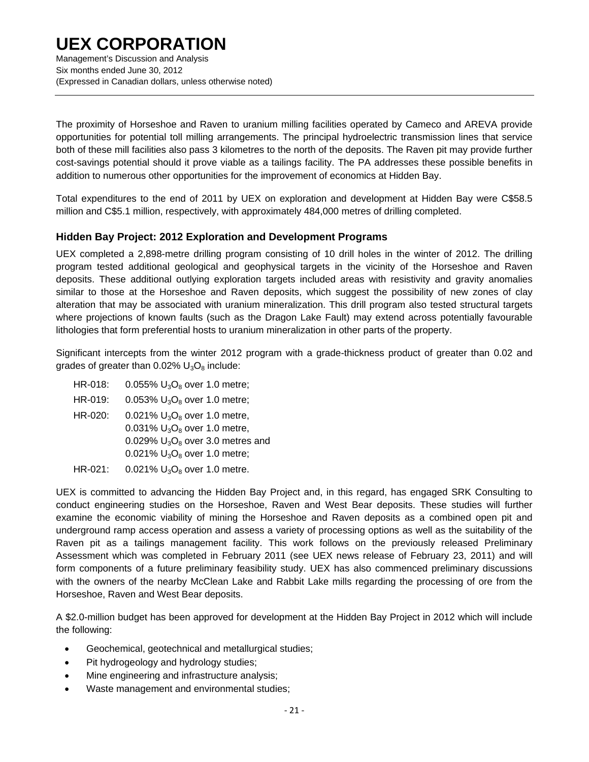The proximity of Horseshoe and Raven to uranium milling facilities operated by Cameco and AREVA provide opportunities for potential toll milling arrangements. The principal hydroelectric transmission lines that service both of these mill facilities also pass 3 kilometres to the north of the deposits. The Raven pit may provide further cost-savings potential should it prove viable as a tailings facility. The PA addresses these possible benefits in addition to numerous other opportunities for the improvement of economics at Hidden Bay.

Total expenditures to the end of 2011 by UEX on exploration and development at Hidden Bay were C$58.5 million and C$5.1 million, respectively, with approximately 484,000 metres of drilling completed.

### Hidden Bay Project: 2012 Exploration and Development Programs

UEX completed a 2,898-metre drilling program consisting of 10 drill holes in the winter of 2012. The drilling program tested additional geological and geophysical targets in the vicinity of the Horseshoe and Raven deposits. These additional outlying exploration targets included areas with resistivity and gravity anomalies similar to those at the Horseshoe and Raven deposits, which suggest the possibility of new zones of clay alteration that may be associated with uranium mineralization. This drill program also tested structural targets where projections of known faults (such as the Dragon Lake Fault) may extend across potentially favourable lithologies that form preferential hosts to uranium mineralization in other parts of the property.

Significant intercepts from the winter 2012 program with a grade-thickness product of greater than 0.02 and grades of greater than 0.02% $U_3O_8$ include:

HR-018: 0.055% $U_3O_8$ over 1.0 metre;

HR-019: 0.053% $U_3O_8$ over 1.0 metre;

HR-020: 0.021% $U_3O_8$ over 1.0 metre,
0.031% $U_3O_8$ over 1.0 metre,
0.029% $U_3O_8$ over 3.0 metres and
0.021% $U_3O_8$ over 1.0 metre;

HR-021: 0.021% $U_3O_8$ over 1.0 metre.

UEX is committed to advancing the Hidden Bay Project and, in this regard, has engaged SRK Consulting to conduct engineering studies on the Horseshoe, Raven and West Bear deposits. These studies will further examine the economic viability of mining the Horseshoe and Raven deposits as a combined open pit and underground ramp access operation and assess a variety of processing options as well as the suitability of the Raven pit as a tailings management facility. This work follows on the previously released Preliminary Assessment which was completed in February 2011 (see UEX news release of February 23, 2011) and will form components of a future preliminary feasibility study. UEX has also commenced preliminary discussions with the owners of the nearby McClean Lake and Rabbit Lake mills regarding the processing of ore from the Horseshoe, Raven and West Bear deposits.

A $2.0-million budget has been approved for development at the Hidden Bay Project in 2012 which will include the following:

- Geochemical, geotechnical and metallurgical studies;
- Pit hydrogeology and hydrology studies;
- Mine engineering and infrastructure analysis;
- Waste management and environmental studies;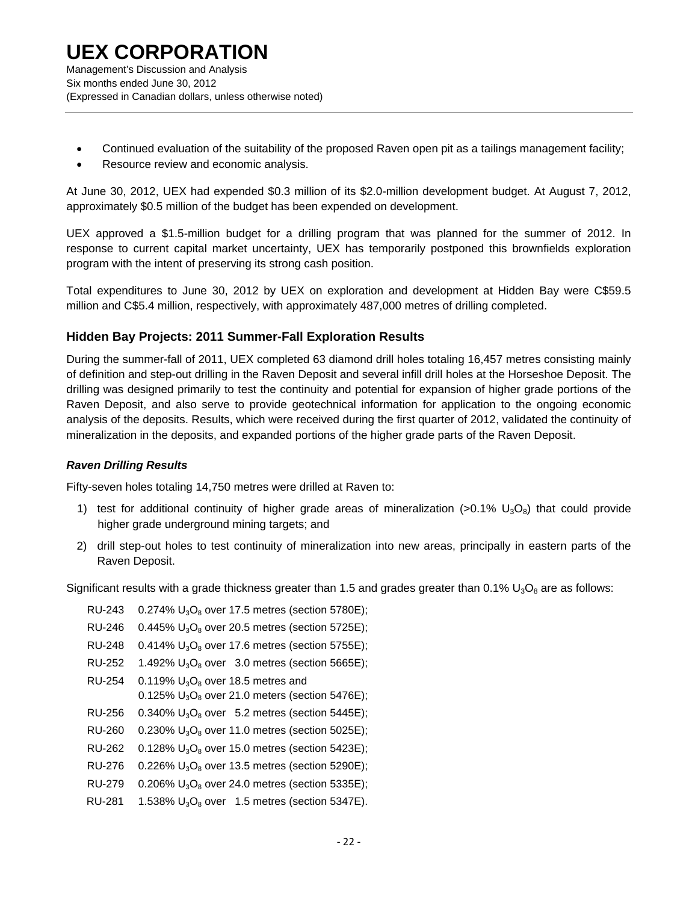- Continued evaluation of the suitability of the proposed Raven open pit as a tailings management facility;
- Resource review and economic analysis.

At June 30, 2012, UEX had expended \$0.3 million of its \$2.0-million development budget. At August 7, 2012, approximately \$0.5 million of the budget has been expended on development.

UEX approved a \$1.5-million budget for a drilling program that was planned for the summer of 2012. In response to current capital market uncertainty, UEX has temporarily postponed this brownfields exploration program with the intent of preserving its strong cash position.

Total expenditures to June 30, 2012 by UEX on exploration and development at Hidden Bay were C\$59.5 million and C\$5.4 million, respectively, with approximately 487,000 metres of drilling completed.

## Hidden Bay Projects: 2011 Summer-Fall Exploration Results

During the summer-fall of 2011, UEX completed 63 diamond drill holes totaling 16,457 metres consisting mainly of definition and step-out drilling in the Raven Deposit and several infill drill holes at the Horseshoe Deposit. The drilling was designed primarily to test the continuity and potential for expansion of higher grade portions of the Raven Deposit, and also serve to provide geotechnical information for application to the ongoing economic analysis of the deposits. Results, which were received during the first quarter of 2012, validated the continuity of mineralization in the deposits, and expanded portions of the higher grade parts of the Raven Deposit.

### *Raven Drilling Results*

Fifty-seven holes totaling 14,750 metres were drilled at Raven to:

1) test for additional continuity of higher grade areas of mineralization (>0.1% $U_3O_8$) that could provide higher grade underground mining targets; and
2) drill step-out holes to test continuity of mineralization into new areas, principally in eastern parts of the Raven Deposit.

Significant results with a grade thickness greater than 1.5 and grades greater than 0.1% $U_3O_8$ are as follows:

RU-243 0.274% $U_3O_8$ over 17.5 metres (section 5780E);
RU-246 0.445% $U_3O_8$ over 20.5 metres (section 5725E);
RU-248 0.414% $U_3O_8$ over 17.6 metres (section 5755E);
RU-252 1.492% $U_3O_8$ over 3.0 metres (section 5665E);
RU-254 0.119% $U_3O_8$ over 18.5 metres and
0.125% $U_3O_8$ over 21.0 meters (section 5476E);
RU-256 0.340% $U_3O_8$ over 5.2 metres (section 5445E);
RU-260 0.230% $U_3O_8$ over 11.0 metres (section 5025E);
RU-262 0.128% $U_3O_8$ over 15.0 metres (section 5423E);
RU-276 0.226% $U_3O_8$ over 13.5 metres (section 5290E);
RU-279 0.206% $U_3O_8$ over 24.0 metres (section 5335E);
RU-281 1.538% $U_3O_8$ over 1.5 metres (section 5347E).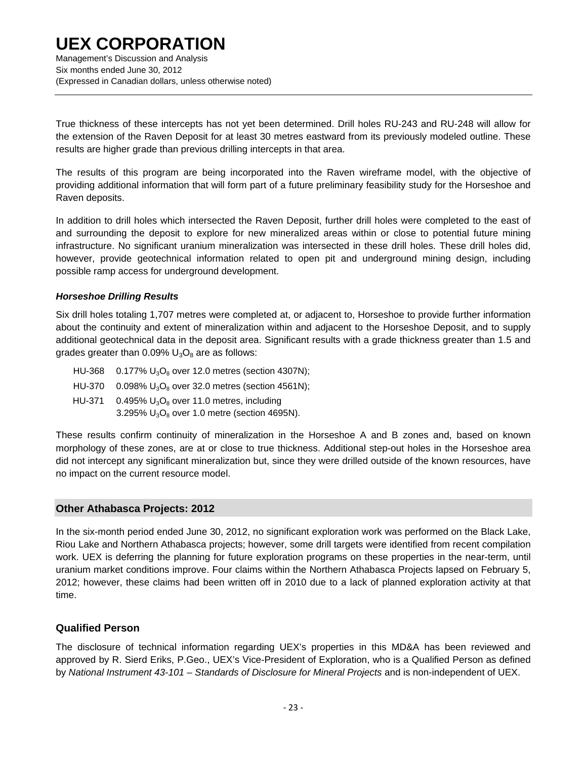True thickness of these intercepts has not yet been determined. Drill holes RU-243 and RU-248 will allow for the extension of the Raven Deposit for at least 30 metres eastward from its previously modeled outline. These results are higher grade than previous drilling intercepts in that area.

The results of this program are being incorporated into the Raven wireframe model, with the objective of providing additional information that will form part of a future preliminary feasibility study for the Horseshoe and Raven deposits.

In addition to drill holes which intersected the Raven Deposit, further drill holes were completed to the east of and surrounding the deposit to explore for new mineralized areas within or close to potential future mining infrastructure. No significant uranium mineralization was intersected in these drill holes. These drill holes did, however, provide geotechnical information related to open pit and underground mining design, including possible ramp access for underground development.

***Horseshoe Drilling Results***

Six drill holes totaling 1,707 metres were completed at, or adjacent to, Horseshoe to provide further information about the continuity and extent of mineralization within and adjacent to the Horseshoe Deposit, and to supply additional geotechnical data in the deposit area. Significant results with a grade thickness greater than 1.5 and grades greater than 0.09% $U_3O_8$ are as follows:

- HU-368 0.177% $U_3O_8$ over 12.0 metres (section 4307N);
- HU-370 0.098% $U_3O_8$ over 32.0 metres (section 4561N);
- HU-371 0.495% $U_3O_8$ over 11.0 metres, including 3.295% $U_3O_8$ over 1.0 metre (section 4695N).

These results confirm continuity of mineralization in the Horseshoe A and B zones and, based on known morphology of these zones, are at or close to true thickness. Additional step-out holes in the Horseshoe area did not intercept any significant mineralization but, since they were drilled outside of the known resources, have no impact on the current resource model.

## Other Athabasca Projects: 2012

In the six-month period ended June 30, 2012, no significant exploration work was performed on the Black Lake, Riou Lake and Northern Athabasca projects; however, some drill targets were identified from recent compilation work. UEX is deferring the planning for future exploration programs on these properties in the near-term, until uranium market conditions improve. Four claims within the Northern Athabasca Projects lapsed on February 5, 2012; however, these claims had been written off in 2010 due to a lack of planned exploration activity at that time.

## Qualified Person

The disclosure of technical information regarding UEX's properties in this MD&A has been reviewed and approved by R. Sierd Eriks, P.Geo., UEX's Vice-President of Exploration, who is a Qualified Person as defined by *National Instrument 43-101 – Standards of Disclosure for Mineral Projects* and is non-independent of UEX.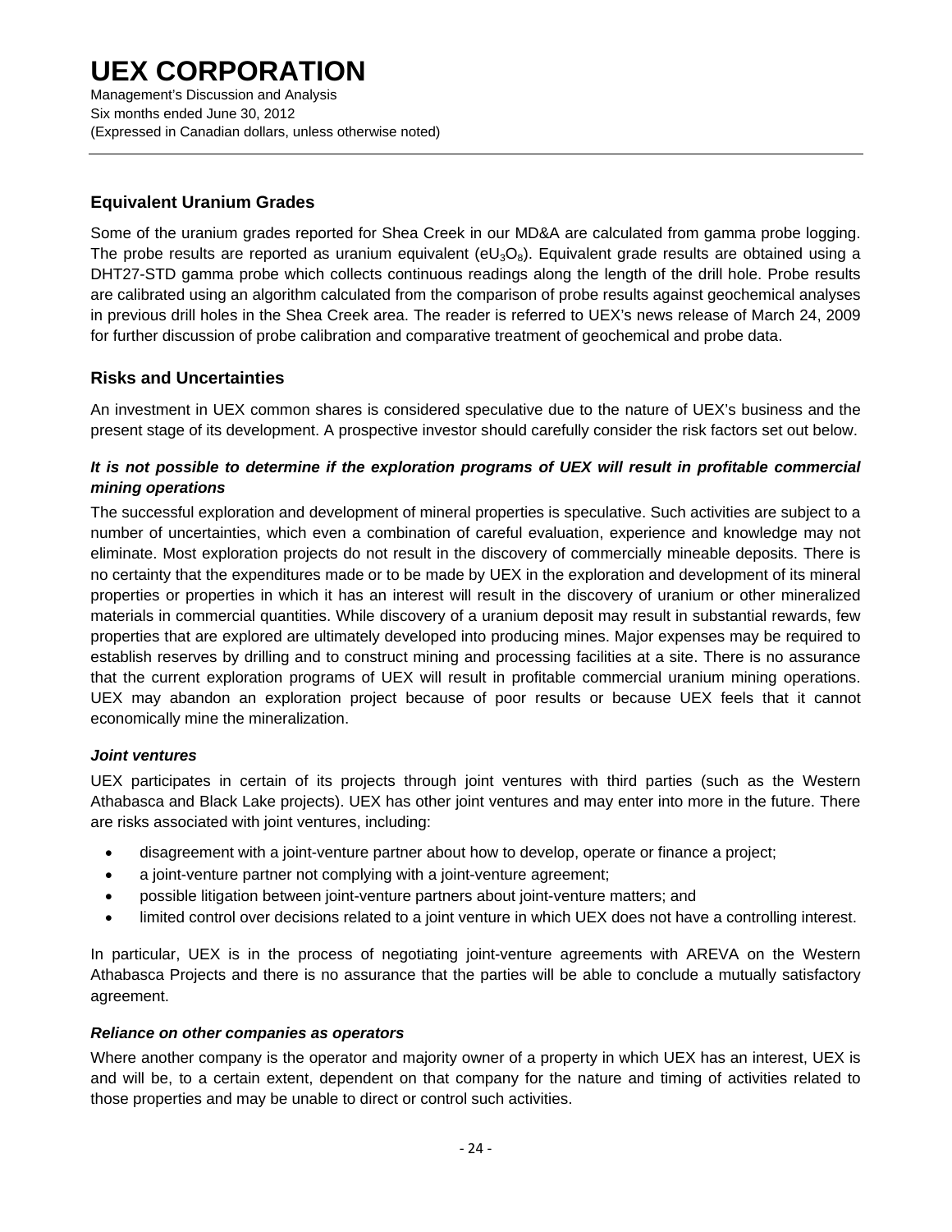## Equivalent Uranium Grades

Some of the uranium grades reported for Shea Creek in our MD&A are calculated from gamma probe logging. The probe results are reported as uranium equivalent ($eU_3O_8$). Equivalent grade results are obtained using a DHT27-STD gamma probe which collects continuous readings along the length of the drill hole. Probe results are calibrated using an algorithm calculated from the comparison of probe results against geochemical analyses in previous drill holes in the Shea Creek area. The reader is referred to UEX's news release of March 24, 2009 for further discussion of probe calibration and comparative treatment of geochemical and probe data.

## Risks and Uncertainties

An investment in UEX common shares is considered speculative due to the nature of UEX's business and the present stage of its development. A prospective investor should carefully consider the risk factors set out below.

### *It is not possible to determine if the exploration programs of UEX will result in profitable commercial mining operations*

The successful exploration and development of mineral properties is speculative. Such activities are subject to a number of uncertainties, which even a combination of careful evaluation, experience and knowledge may not eliminate. Most exploration projects do not result in the discovery of commercially mineable deposits. There is no certainty that the expenditures made or to be made by UEX in the exploration and development of its mineral properties or properties in which it has an interest will result in the discovery of uranium or other mineralized materials in commercial quantities. While discovery of a uranium deposit may result in substantial rewards, few properties that are explored are ultimately developed into producing mines. Major expenses may be required to establish reserves by drilling and to construct mining and processing facilities at a site. There is no assurance that the current exploration programs of UEX will result in profitable commercial uranium mining operations. UEX may abandon an exploration project because of poor results or because UEX feels that it cannot economically mine the mineralization.

### *Joint ventures*

UEX participates in certain of its projects through joint ventures with third parties (such as the Western Athabasca and Black Lake projects). UEX has other joint ventures and may enter into more in the future. There are risks associated with joint ventures, including:

- disagreement with a joint-venture partner about how to develop, operate or finance a project;
- a joint-venture partner not complying with a joint-venture agreement;
- possible litigation between joint-venture partners about joint-venture matters; and
- limited control over decisions related to a joint venture in which UEX does not have a controlling interest.

In particular, UEX is in the process of negotiating joint-venture agreements with AREVA on the Western Athabasca Projects and there is no assurance that the parties will be able to conclude a mutually satisfactory agreement.

### *Reliance on other companies as operators*

Where another company is the operator and majority owner of a property in which UEX has an interest, UEX is and will be, to a certain extent, dependent on that company for the nature and timing of activities related to those properties and may be unable to direct or control such activities.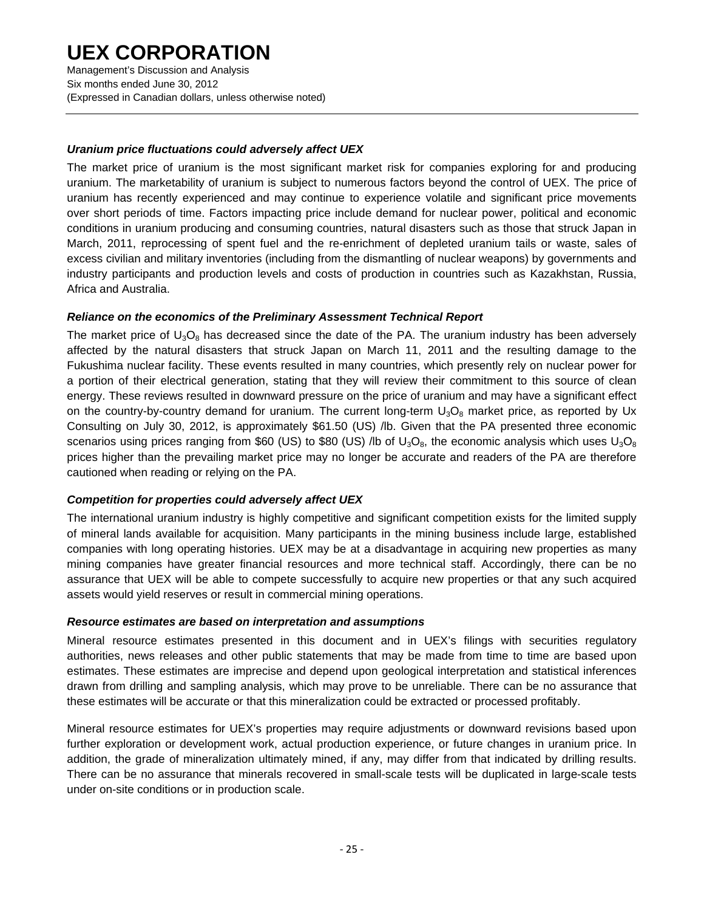### *Uranium price fluctuations could adversely affect UEX*

The market price of uranium is the most significant market risk for companies exploring for and producing uranium. The marketability of uranium is subject to numerous factors beyond the control of UEX. The price of uranium has recently experienced and may continue to experience volatile and significant price movements over short periods of time. Factors impacting price include demand for nuclear power, political and economic conditions in uranium producing and consuming countries, natural disasters such as those that struck Japan in March, 2011, reprocessing of spent fuel and the re-enrichment of depleted uranium tails or waste, sales of excess civilian and military inventories (including from the dismantling of nuclear weapons) by governments and industry participants and production levels and costs of production in countries such as Kazakhstan, Russia, Africa and Australia.

### *Reliance on the economics of the Preliminary Assessment Technical Report*

The market price of $U_3O_8$ has decreased since the date of the PA. The uranium industry has been adversely affected by the natural disasters that struck Japan on March 11, 2011 and the resulting damage to the Fukushima nuclear facility. These events resulted in many countries, which presently rely on nuclear power for a portion of their electrical generation, stating that they will review their commitment to this source of clean energy. These reviews resulted in downward pressure on the price of uranium and may have a significant effect on the country-by-country demand for uranium. The current long-term $U_3O_8$ market price, as reported by Ux Consulting on July 30, 2012, is approximately $61.50 (US) /lb. Given that the PA presented three economic scenarios using prices ranging from $60 (US) to $80 (US) /lb of $U_3O_8$, the economic analysis which uses $U_3O_8$ prices higher than the prevailing market price may no longer be accurate and readers of the PA are therefore cautioned when reading or relying on the PA.

### *Competition for properties could adversely affect UEX*

The international uranium industry is highly competitive and significant competition exists for the limited supply of mineral lands available for acquisition. Many participants in the mining business include large, established companies with long operating histories. UEX may be at a disadvantage in acquiring new properties as many mining companies have greater financial resources and more technical staff. Accordingly, there can be no assurance that UEX will be able to compete successfully to acquire new properties or that any such acquired assets would yield reserves or result in commercial mining operations.

### *Resource estimates are based on interpretation and assumptions*

Mineral resource estimates presented in this document and in UEX's filings with securities regulatory authorities, news releases and other public statements that may be made from time to time are based upon estimates. These estimates are imprecise and depend upon geological interpretation and statistical inferences drawn from drilling and sampling analysis, which may prove to be unreliable. There can be no assurance that these estimates will be accurate or that this mineralization could be extracted or processed profitably.

Mineral resource estimates for UEX's properties may require adjustments or downward revisions based upon further exploration or development work, actual production experience, or future changes in uranium price. In addition, the grade of mineralization ultimately mined, if any, may differ from that indicated by drilling results. There can be no assurance that minerals recovered in small-scale tests will be duplicated in large-scale tests under on-site conditions or in production scale.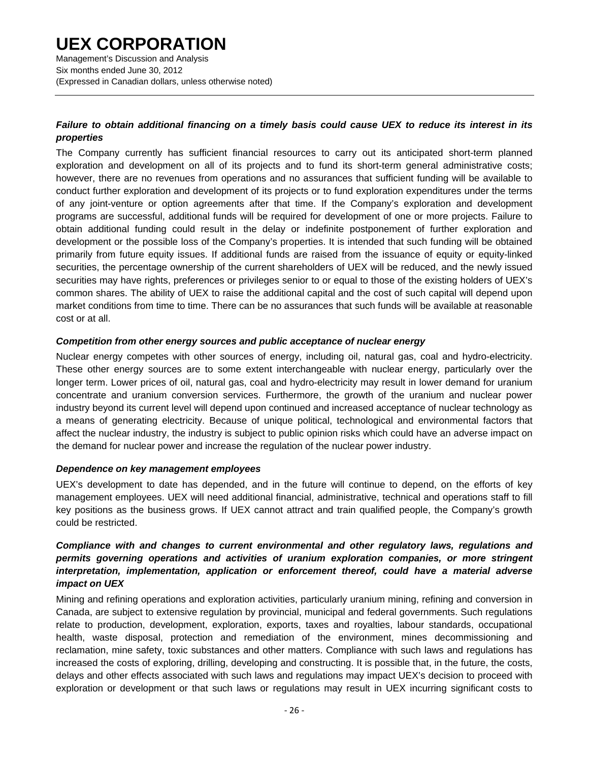***Failure to obtain additional financing on a timely basis could cause UEX to reduce its interest in its properties***

The Company currently has sufficient financial resources to carry out its anticipated short-term planned exploration and development on all of its projects and to fund its short-term general administrative costs; however, there are no revenues from operations and no assurances that sufficient funding will be available to conduct further exploration and development of its projects or to fund exploration expenditures under the terms of any joint-venture or option agreements after that time. If the Company's exploration and development programs are successful, additional funds will be required for development of one or more projects. Failure to obtain additional funding could result in the delay or indefinite postponement of further exploration and development or the possible loss of the Company's properties. It is intended that such funding will be obtained primarily from future equity issues. If additional funds are raised from the issuance of equity or equity-linked securities, the percentage ownership of the current shareholders of UEX will be reduced, and the newly issued securities may have rights, preferences or privileges senior to or equal to those of the existing holders of UEX's common shares. The ability of UEX to raise the additional capital and the cost of such capital will depend upon market conditions from time to time. There can be no assurances that such funds will be available at reasonable cost or at all.

***Competition from other energy sources and public acceptance of nuclear energy***

Nuclear energy competes with other sources of energy, including oil, natural gas, coal and hydro-electricity. These other energy sources are to some extent interchangeable with nuclear energy, particularly over the longer term. Lower prices of oil, natural gas, coal and hydro-electricity may result in lower demand for uranium concentrate and uranium conversion services. Furthermore, the growth of the uranium and nuclear power industry beyond its current level will depend upon continued and increased acceptance of nuclear technology as a means of generating electricity. Because of unique political, technological and environmental factors that affect the nuclear industry, the industry is subject to public opinion risks which could have an adverse impact on the demand for nuclear power and increase the regulation of the nuclear power industry.

***Dependence on key management employees***

UEX's development to date has depended, and in the future will continue to depend, on the efforts of key management employees. UEX will need additional financial, administrative, technical and operations staff to fill key positions as the business grows. If UEX cannot attract and train qualified people, the Company's growth could be restricted.

***Compliance with and changes to current environmental and other regulatory laws, regulations and permits governing operations and activities of uranium exploration companies, or more stringent interpretation, implementation, application or enforcement thereof, could have a material adverse impact on UEX***

Mining and refining operations and exploration activities, particularly uranium mining, refining and conversion in Canada, are subject to extensive regulation by provincial, municipal and federal governments. Such regulations relate to production, development, exploration, exports, taxes and royalties, labour standards, occupational health, waste disposal, protection and remediation of the environment, mines decommissioning and reclamation, mine safety, toxic substances and other matters. Compliance with such laws and regulations has increased the costs of exploring, drilling, developing and constructing. It is possible that, in the future, the costs, delays and other effects associated with such laws and regulations may impact UEX's decision to proceed with exploration or development or that such laws or regulations may result in UEX incurring significant costs to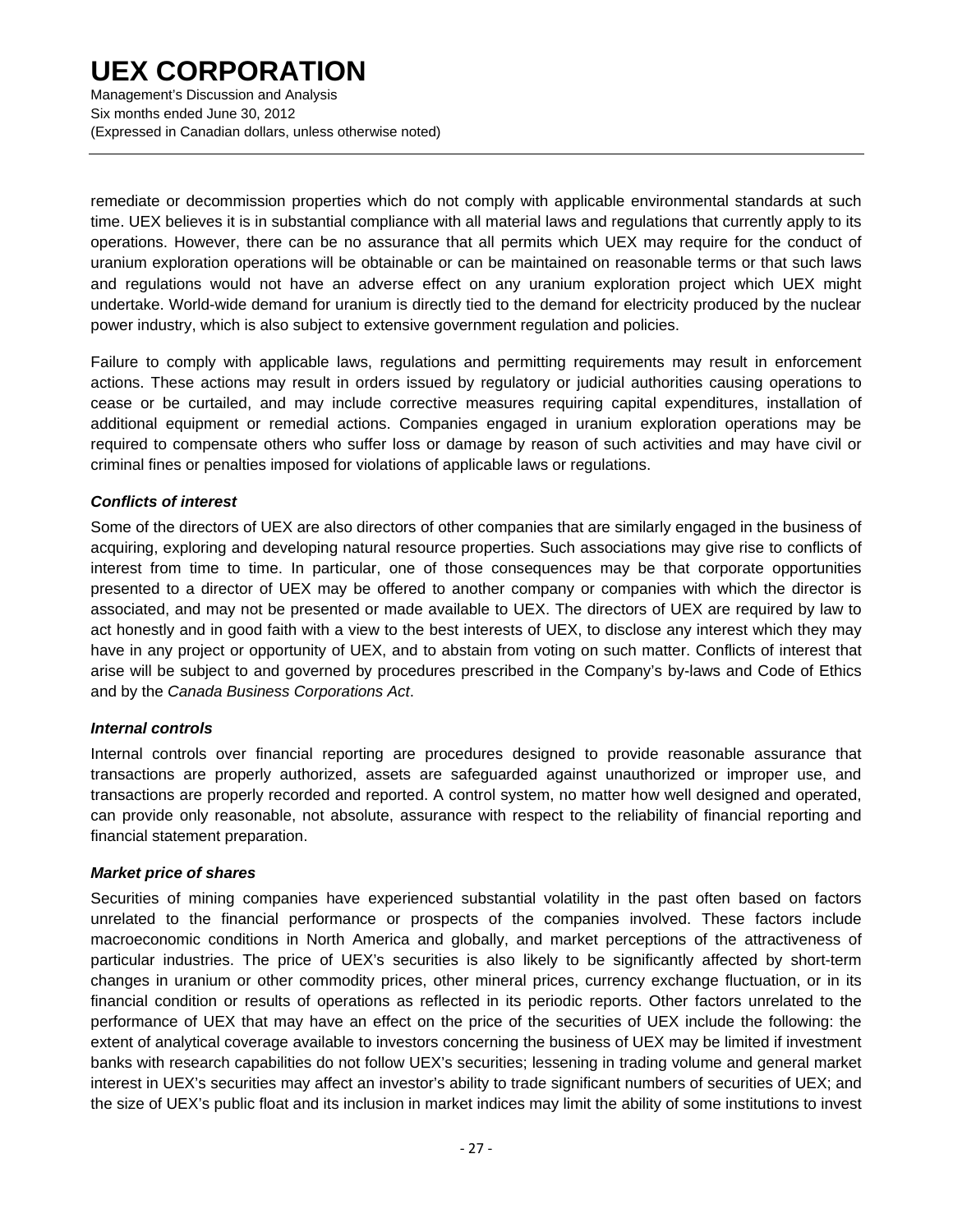remediate or decommission properties which do not comply with applicable environmental standards at such time. UEX believes it is in substantial compliance with all material laws and regulations that currently apply to its operations. However, there can be no assurance that all permits which UEX may require for the conduct of uranium exploration operations will be obtainable or can be maintained on reasonable terms or that such laws and regulations would not have an adverse effect on any uranium exploration project which UEX might undertake. World-wide demand for uranium is directly tied to the demand for electricity produced by the nuclear power industry, which is also subject to extensive government regulation and policies.

Failure to comply with applicable laws, regulations and permitting requirements may result in enforcement actions. These actions may result in orders issued by regulatory or judicial authorities causing operations to cease or be curtailed, and may include corrective measures requiring capital expenditures, installation of additional equipment or remedial actions. Companies engaged in uranium exploration operations may be required to compensate others who suffer loss or damage by reason of such activities and may have civil or criminal fines or penalties imposed for violations of applicable laws or regulations.

***Conflicts of interest***

Some of the directors of UEX are also directors of other companies that are similarly engaged in the business of acquiring, exploring and developing natural resource properties. Such associations may give rise to conflicts of interest from time to time. In particular, one of those consequences may be that corporate opportunities presented to a director of UEX may be offered to another company or companies with which the director is associated, and may not be presented or made available to UEX. The directors of UEX are required by law to act honestly and in good faith with a view to the best interests of UEX, to disclose any interest which they may have in any project or opportunity of UEX, and to abstain from voting on such matter. Conflicts of interest that arise will be subject to and governed by procedures prescribed in the Company's by-laws and Code of Ethics and by the *Canada Business Corporations Act*.

***Internal controls***

Internal controls over financial reporting are procedures designed to provide reasonable assurance that transactions are properly authorized, assets are safeguarded against unauthorized or improper use, and transactions are properly recorded and reported. A control system, no matter how well designed and operated, can provide only reasonable, not absolute, assurance with respect to the reliability of financial reporting and financial statement preparation.

***Market price of shares***

Securities of mining companies have experienced substantial volatility in the past often based on factors unrelated to the financial performance or prospects of the companies involved. These factors include macroeconomic conditions in North America and globally, and market perceptions of the attractiveness of particular industries. The price of UEX's securities is also likely to be significantly affected by short-term changes in uranium or other commodity prices, other mineral prices, currency exchange fluctuation, or in its financial condition or results of operations as reflected in its periodic reports. Other factors unrelated to the performance of UEX that may have an effect on the price of the securities of UEX include the following: the extent of analytical coverage available to investors concerning the business of UEX may be limited if investment banks with research capabilities do not follow UEX's securities; lessening in trading volume and general market interest in UEX's securities may affect an investor's ability to trade significant numbers of securities of UEX; and the size of UEX's public float and its inclusion in market indices may limit the ability of some institutions to invest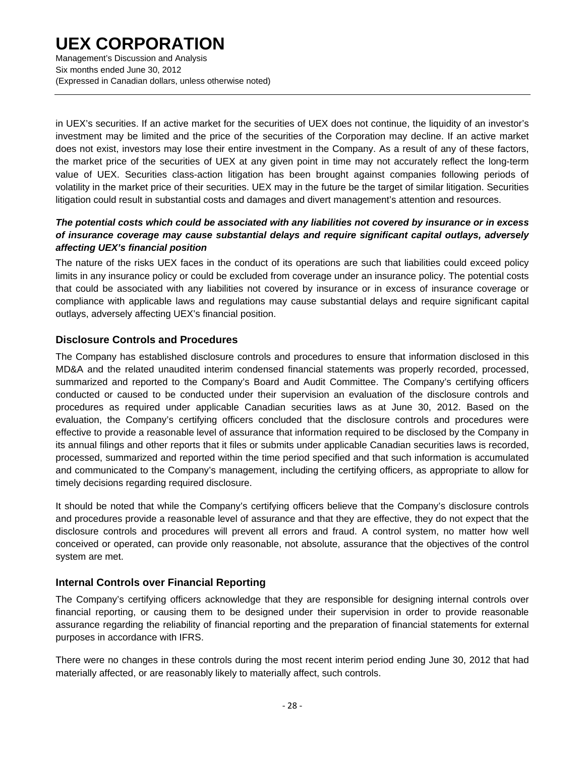in UEX's securities. If an active market for the securities of UEX does not continue, the liquidity of an investor's investment may be limited and the price of the securities of the Corporation may decline. If an active market does not exist, investors may lose their entire investment in the Company. As a result of any of these factors, the market price of the securities of UEX at any given point in time may not accurately reflect the long-term value of UEX. Securities class-action litigation has been brought against companies following periods of volatility in the market price of their securities. UEX may in the future be the target of similar litigation. Securities litigation could result in substantial costs and damages and divert management's attention and resources.

***The potential costs which could be associated with any liabilities not covered by insurance or in excess of insurance coverage may cause substantial delays and require significant capital outlays, adversely affecting UEX's financial position***

The nature of the risks UEX faces in the conduct of its operations are such that liabilities could exceed policy limits in any insurance policy or could be excluded from coverage under an insurance policy. The potential costs that could be associated with any liabilities not covered by insurance or in excess of insurance coverage or compliance with applicable laws and regulations may cause substantial delays and require significant capital outlays, adversely affecting UEX's financial position.

## Disclosure Controls and Procedures

The Company has established disclosure controls and procedures to ensure that information disclosed in this MD&A and the related unaudited interim condensed financial statements was properly recorded, processed, summarized and reported to the Company's Board and Audit Committee. The Company's certifying officers conducted or caused to be conducted under their supervision an evaluation of the disclosure controls and procedures as required under applicable Canadian securities laws as at June 30, 2012. Based on the evaluation, the Company's certifying officers concluded that the disclosure controls and procedures were effective to provide a reasonable level of assurance that information required to be disclosed by the Company in its annual filings and other reports that it files or submits under applicable Canadian securities laws is recorded, processed, summarized and reported within the time period specified and that such information is accumulated and communicated to the Company's management, including the certifying officers, as appropriate to allow for timely decisions regarding required disclosure.

It should be noted that while the Company's certifying officers believe that the Company's disclosure controls and procedures provide a reasonable level of assurance and that they are effective, they do not expect that the disclosure controls and procedures will prevent all errors and fraud. A control system, no matter how well conceived or operated, can provide only reasonable, not absolute, assurance that the objectives of the control system are met.

## Internal Controls over Financial Reporting

The Company's certifying officers acknowledge that they are responsible for designing internal controls over financial reporting, or causing them to be designed under their supervision in order to provide reasonable assurance regarding the reliability of financial reporting and the preparation of financial statements for external purposes in accordance with IFRS.

There were no changes in these controls during the most recent interim period ending June 30, 2012 that had materially affected, or are reasonably likely to materially affect, such controls.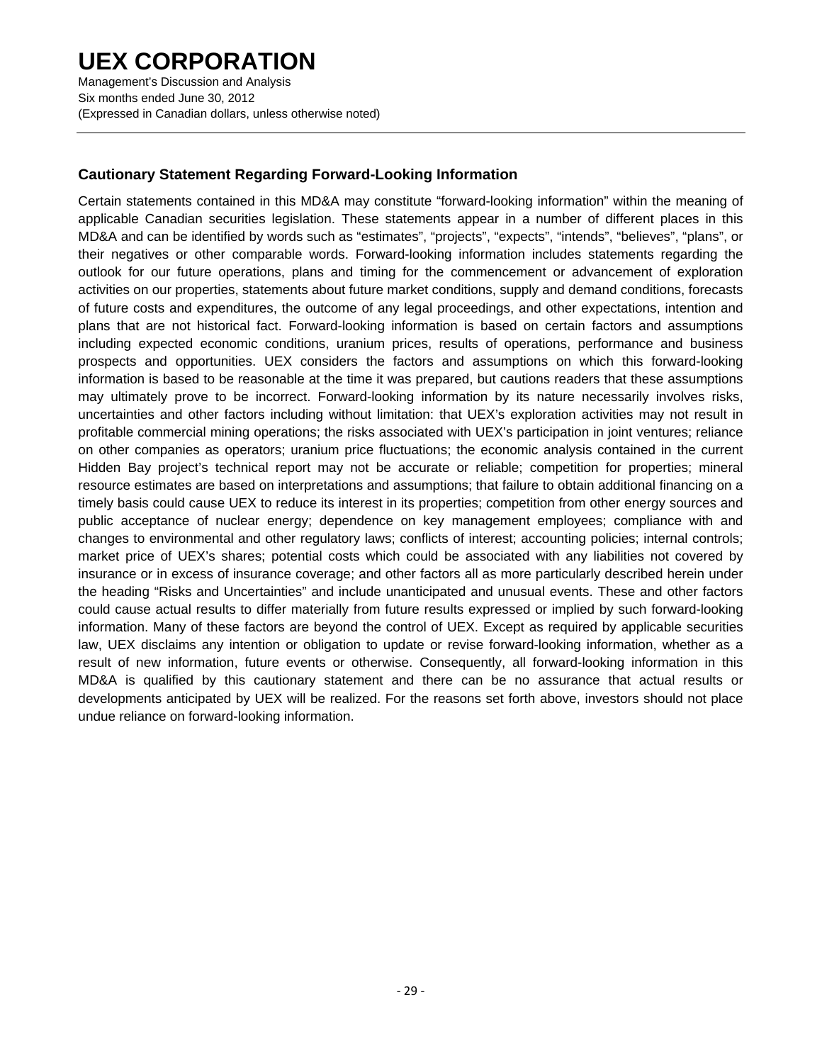## Cautionary Statement Regarding Forward-Looking Information

Certain statements contained in this MD&A may constitute "forward-looking information" within the meaning of applicable Canadian securities legislation. These statements appear in a number of different places in this MD&A and can be identified by words such as "estimates", "projects", "expects", "intends", "believes", "plans", or their negatives or other comparable words. Forward-looking information includes statements regarding the outlook for our future operations, plans and timing for the commencement or advancement of exploration activities on our properties, statements about future market conditions, supply and demand conditions, forecasts of future costs and expenditures, the outcome of any legal proceedings, and other expectations, intention and plans that are not historical fact. Forward-looking information is based on certain factors and assumptions including expected economic conditions, uranium prices, results of operations, performance and business prospects and opportunities. UEX considers the factors and assumptions on which this forward-looking information is based to be reasonable at the time it was prepared, but cautions readers that these assumptions may ultimately prove to be incorrect. Forward-looking information by its nature necessarily involves risks, uncertainties and other factors including without limitation: that UEX's exploration activities may not result in profitable commercial mining operations; the risks associated with UEX's participation in joint ventures; reliance on other companies as operators; uranium price fluctuations; the economic analysis contained in the current Hidden Bay project's technical report may not be accurate or reliable; competition for properties; mineral resource estimates are based on interpretations and assumptions; that failure to obtain additional financing on a timely basis could cause UEX to reduce its interest in its properties; competition from other energy sources and public acceptance of nuclear energy; dependence on key management employees; compliance with and changes to environmental and other regulatory laws; conflicts of interest; accounting policies; internal controls; market price of UEX's shares; potential costs which could be associated with any liabilities not covered by insurance or in excess of insurance coverage; and other factors all as more particularly described herein under the heading "Risks and Uncertainties" and include unanticipated and unusual events. These and other factors could cause actual results to differ materially from future results expressed or implied by such forward-looking information. Many of these factors are beyond the control of UEX. Except as required by applicable securities law, UEX disclaims any intention or obligation to update or revise forward-looking information, whether as a result of new information, future events or otherwise. Consequently, all forward-looking information in this MD&A is qualified by this cautionary statement and there can be no assurance that actual results or developments anticipated by UEX will be realized. For the reasons set forth above, investors should not place undue reliance on forward-looking information.